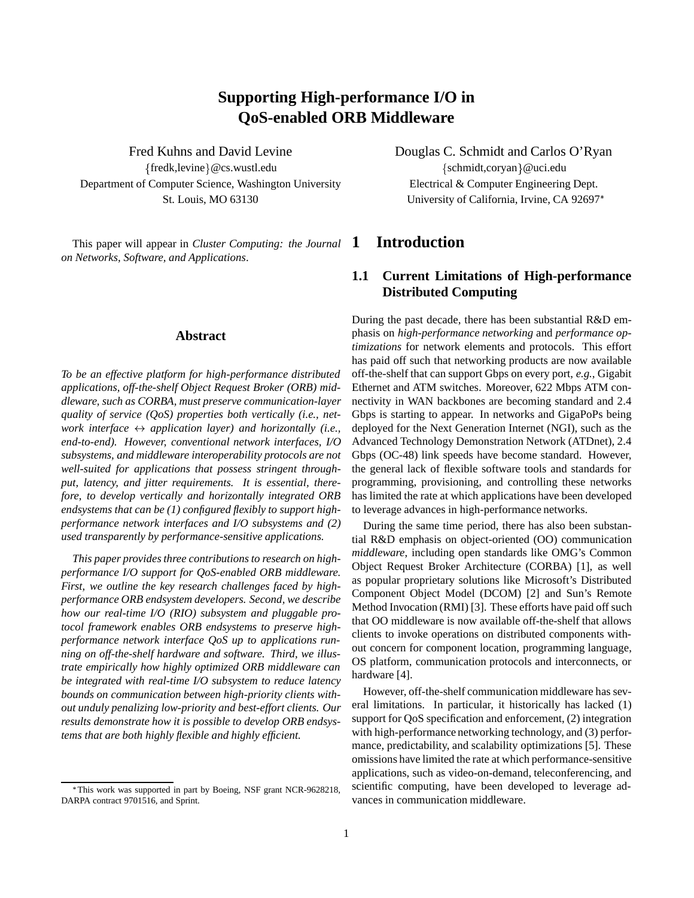# Supporting High-performance I/O in QoS-enabled ORB Middleware

Fred Kuhns and David Levine
{fredk,levine}@cs.wustl.edu
Department of Computer Science, Washington University
St. Louis, MO 63130

Douglas C. Schmidt and Carlos O'Ryan
{schmidt,coryan}@uci.edu
Electrical & Computer Engineering Dept.
University of California, Irvine, CA 92697*

This paper will appear in *Cluster Computing: the Journal on Networks, Software, and Applications*.

## Abstract

*To be an effective platform for high-performance distributed applications, off-the-shelf Object Request Broker (ORB) middleware, such as CORBA, must preserve communication-layer quality of service (QoS) properties both vertically (i.e., network interface $\leftrightarrow$ application layer) and horizontally (i.e., end-to-end). However, conventional network interfaces, I/O subsystems, and middleware interoperability protocols are not well-suited for applications that possess stringent throughput, latency, and jitter requirements. It is essential, therefore, to develop vertically and horizontally integrated ORB endsystems that can be (1) configured flexibly to support high-performance network interfaces and I/O subsystems and (2) used transparently by performance-sensitive applications.*

*This paper provides three contributions to research on high-performance I/O support for QoS-enabled ORB middleware. First, we outline the key research challenges faced by high-performance ORB endsystem developers. Second, we describe how our real-time I/O (RIO) subsystem and pluggable protocol framework enables ORB endsystems to preserve high-performance network interface QoS up to applications running on off-the-shelf hardware and software. Third, we illustrate empirically how highly optimized ORB middleware can be integrated with real-time I/O subsystem to reduce latency bounds on communication between high-priority clients without unduly penalizing low-priority and best-effort clients. Our results demonstrate how it is possible to develop ORB endsystems that are both highly flexible and highly efficient.*

*This work was supported in part by Boeing, NSF grant NCR-9628218, DARPA contract 9701516, and Sprint.

# 1 Introduction

## 1.1 Current Limitations of High-performance Distributed Computing

During the past decade, there has been substantial R&D emphasis on *high-performance networking* and *performance optimizations* for network elements and protocols. This effort has paid off such that networking products are now available off-the-shelf that can support Gbps on every port, *e.g.*, Gigabit Ethernet and ATM switches. Moreover, 622 Mbps ATM connectivity in WAN backbones are becoming standard and 2.4 Gbps is starting to appear. In networks and GigaPoPs being deployed for the Next Generation Internet (NGI), such as the Advanced Technology Demonstration Network (ATDnet), 2.4 Gbps (OC-48) link speeds have become standard. However, the general lack of flexible software tools and standards for programming, provisioning, and controlling these networks has limited the rate at which applications have been developed to leverage advances in high-performance networks.

During the same time period, there has also been substantial R&D emphasis on object-oriented (OO) communication *middleware*, including open standards like OMG's Common Object Request Broker Architecture (CORBA) [1], as well as popular proprietary solutions like Microsoft's Distributed Component Object Model (DCOM) [2] and Sun's Remote Method Invocation (RMI) [3]. These efforts have paid off such that OO middleware is now available off-the-shelf that allows clients to invoke operations on distributed components without concern for component location, programming language, OS platform, communication protocols and interconnects, or hardware [4].

However, off-the-shelf communication middleware has several limitations. In particular, it historically has lacked (1) support for QoS specification and enforcement, (2) integration with high-performance networking technology, and (3) performance, predictability, and scalability optimizations [5]. These omissions have limited the rate at which performance-sensitive applications, such as video-on-demand, teleconferencing, and scientific computing, have been developed to leverage advances in communication middleware.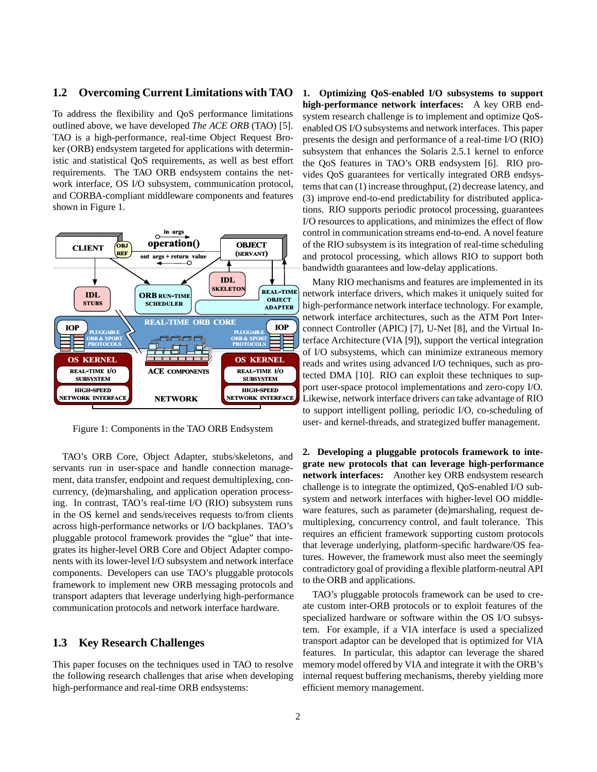## 1.2 Overcoming Current Limitations with TAO

To address the flexibility and QoS performance limitations outlined above, we have developed *The ACE ORB* (TAO) [5]. TAO is a high-performance, real-time Object Request Broker (ORB) endsystem targeted for applications with deterministic and statistical QoS requirements, as well as best effort requirements. The TAO ORB endsystem contains the network interface, OS I/O subsystem, communication protocol, and CORBA-compliant middleware components and features shown in Figure 1.

Figure 1: Components in the TAO ORB Endsystem

TAO's ORB Core, Object Adapter, stubs/skeletons, and servants run in user-space and handle connection management, data transfer, endpoint and request demultiplexing, concurrency, (de)marshaling, and application operation processing. In contrast, TAO's real-time I/O (RIO) subsystem runs in the OS kernel and sends/receives requests to/from clients across high-performance networks or I/O backplanes. TAO's pluggable protocol framework provides the "glue" that integrates its higher-level ORB Core and Object Adapter components with its lower-level I/O subsystem and network interface components. Developers can use TAO's pluggable protocols framework to implement new ORB messaging protocols and transport adapters that leverage underlying high-performance communication protocols and network interface hardware.

## 1.3 Key Research Challenges

This paper focuses on the techniques used in TAO to resolve the following research challenges that arise when developing high-performance and real-time ORB endsystems:

**1. Optimizing QoS-enabled I/O subsystems to support high-performance network interfaces:** A key ORB endsystem research challenge is to implement and optimize QoS-enabled OS I/O subsystems and network interfaces. This paper presents the design and performance of a real-time I/O (RIO) subsystem that enhances the Solaris 2.5.1 kernel to enforce the QoS features in TAO's ORB endsystem [6]. RIO provides QoS guarantees for vertically integrated ORB endsystems that can (1) increase throughput, (2) decrease latency, and (3) improve end-to-end predictability for distributed applications. RIO supports periodic protocol processing, guarantees I/O resources to applications, and minimizes the effect of flow control in communication streams end-to-end. A novel feature of the RIO subsystem is its integration of real-time scheduling and protocol processing, which allows RIO to support both bandwidth guarantees and low-delay applications.

Many RIO mechanisms and features are implemented in its network interface drivers, which makes it uniquely suited for high-performance network interface technology. For example, network interface architectures, such as the ATM Port Interconnect Controller (APIC) [7], U-Net [8], and the Virtual Interface Architecture (VIA [9]), support the vertical integration of I/O subsystems, which can minimize extraneous memory reads and writes using advanced I/O techniques, such as protected DMA [10]. RIO can exploit these techniques to support user-space protocol implementations and zero-copy I/O. Likewise, network interface drivers can take advantage of RIO to support intelligent polling, periodic I/O, co-scheduling of user- and kernel-threads, and strategized buffer management.

**2. Developing a pluggable protocols framework to integrate new protocols that can leverage high-performance network interfaces:** Another key ORB endsystem research challenge is to integrate the optimized, QoS-enabled I/O subsystem and network interfaces with higher-level OO middleware features, such as parameter (de)marshaling, request demultiplexing, concurrency control, and fault tolerance. This requires an efficient framework supporting custom protocols that leverage underlying, platform-specific hardware/OS features. However, the framework must also meet the seemingly contradictory goal of providing a flexible platform-neutral API to the ORB and applications.

TAO's pluggable protocols framework can be used to create custom inter-ORB protocols or to exploit features of the specialized hardware or software within the OS I/O subsystem. For example, if a VIA interface is used a specialized transport adaptor can be developed that is optimized for VIA features. In particular, this adaptor can leverage the shared memory model offered by VIA and integrate it with the ORB's internal request buffering mechanisms, thereby yielding more efficient memory management.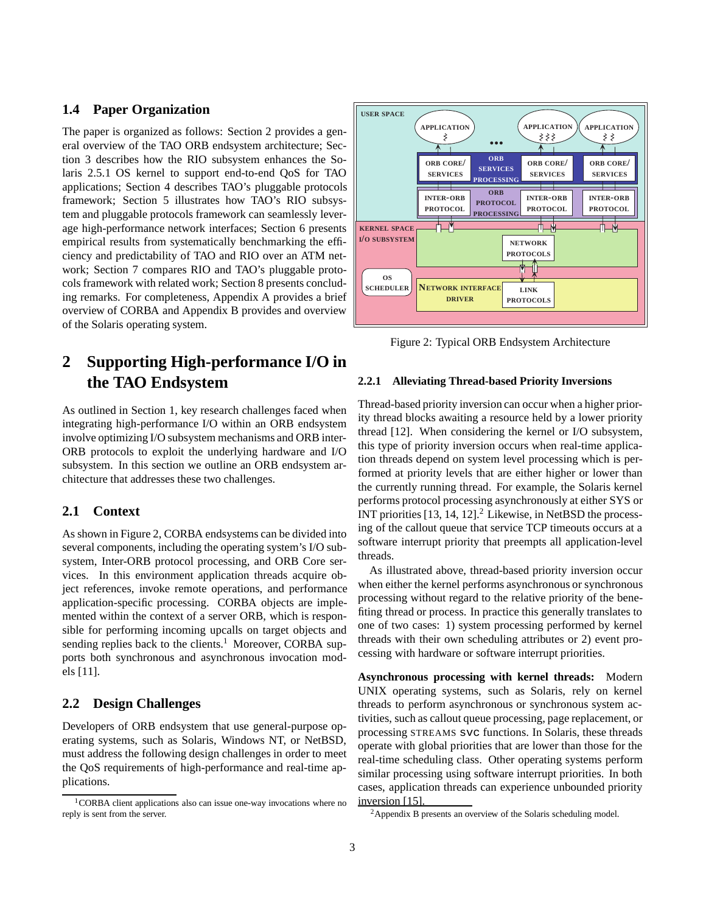### 1.4 Paper Organization

The paper is organized as follows: Section 2 provides a general overview of the TAO ORB endsystem architecture; Section 3 describes how the RIO subsystem enhances the Solaris 2.5.1 OS kernel to support end-to-end QoS for TAO applications; Section 4 describes TAO's pluggable protocols framework; Section 5 illustrates how TAO's RIO subsystem and pluggable protocols framework can seamlessly leverage high-performance network interfaces; Section 6 presents empirical results from systematically benchmarking the efficiency and predictability of TAO and RIO over an ATM network; Section 7 compares RIO and TAO's pluggable protocols framework with related work; Section 8 presents concluding remarks. For completeness, Appendix A provides a brief overview of CORBA and Appendix B provides and overview of the Solaris operating system.

## 2 Supporting High-performance I/O in the TAO Endsystem

As outlined in Section 1, key research challenges faced when integrating high-performance I/O within an ORB endsystem involve optimizing I/O subsystem mechanisms and ORB inter-ORB protocols to exploit the underlying hardware and I/O subsystem. In this section we outline an ORB endsystem architecture that addresses these two challenges.

### 2.1 Context

As shown in Figure 2, CORBA endsystems can be divided into several components, including the operating system's I/O subsystem, Inter-ORB protocol processing, and ORB Core services. In this environment application threads acquire object references, invoke remote operations, and performance application-specific processing. CORBA objects are implemented within the context of a server ORB, which is responsible for performing incoming upcalls on target objects and sending replies back to the clients.[1] Moreover, CORBA supports both synchronous and asynchronous invocation models [11].

### 2.2 Design Challenges

Developers of ORB endsystem that use general-purpose operating systems, such as Solaris, Windows NT, or NetBSD, must address the following design challenges in order to meet the QoS requirements of high-performance and real-time applications.

[1] CORBA client applications also can issue one-way invocations where no reply is sent from the server.

Figure 2: Typical ORB Endsystem Architecture

#### 2.2.1 Alleviating Thread-based Priority Inversions

Thread-based priority inversion can occur when a higher priority thread blocks awaiting a resource held by a lower priority thread [12]. When considering the kernel or I/O subsystem, this type of priority inversion occurs when real-time application threads depend on system level processing which is performed at priority levels that are either higher or lower than the currently running thread. For example, the Solaris kernel performs protocol processing asynchronously at either SYS or INT priorities [13, 14, 12].[2] Likewise, in NetBSD the processing of the callout queue that service TCP timeouts occurs at a software interrupt priority that preempts all application-level threads.

As illustrated above, thread-based priority inversion occur when either the kernel performs asynchronous or synchronous processing without regard to the relative priority of the benefiting thread or process. In practice this generally translates to one of two cases: 1) system processing performed by kernel threads with their own scheduling attributes or 2) event processing with hardware or software interrupt priorities.

**Asynchronous processing with kernel threads:** Modern UNIX operating systems, such as Solaris, rely on kernel threads to perform asynchronous or synchronous system activities, such as callout queue processing, page replacement, or processing STREAMS `svc` functions. In Solaris, these threads operate with global priorities that are lower than those for the real-time scheduling class. Other operating systems perform similar processing using software interrupt priorities. In both cases, application threads can experience unbounded priority inversion [15].

[2] Appendix B presents an overview of the Solaris scheduling model.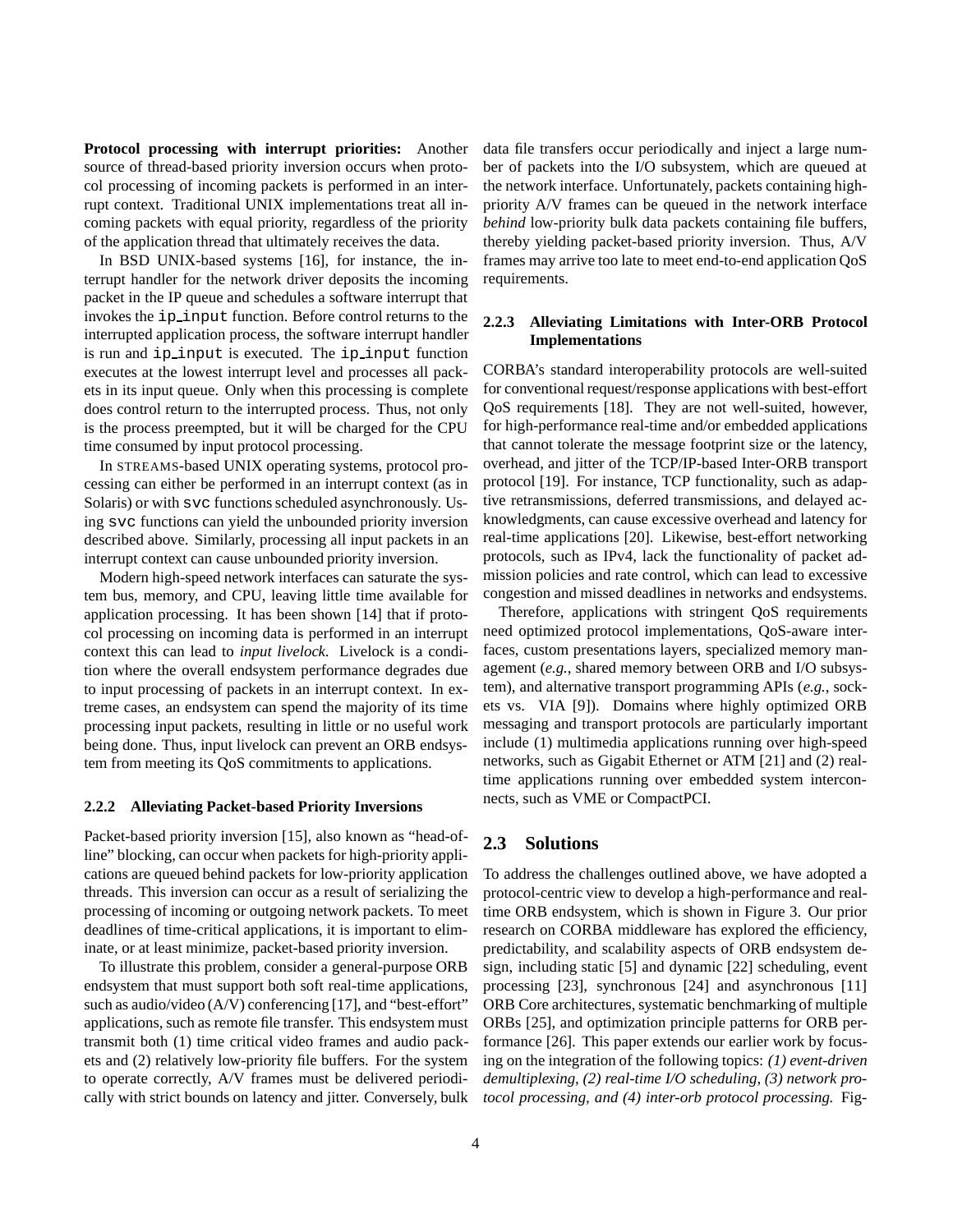**Protocol processing with interrupt priorities:** Another source of thread-based priority inversion occurs when protocol processing of incoming packets is performed in an interrupt context. Traditional UNIX implementations treat all incoming packets with equal priority, regardless of the priority of the application thread that ultimately receives the data.

In BSD UNIX-based systems [16], for instance, the interrupt handler for the network driver deposits the incoming packet in the IP queue and schedules a software interrupt that invokes the `ip_input` function. Before control returns to the interrupted application process, the software interrupt handler is run and `ip_input` is executed. The `ip_input` function executes at the lowest interrupt level and processes all packets in its input queue. Only when this processing is complete does control return to the interrupted process. Thus, not only is the process preempted, but it will be charged for the CPU time consumed by input protocol processing.

In STREAMS-based UNIX operating systems, protocol processing can either be performed in an interrupt context (as in Solaris) or with `svc` functions scheduled asynchronously. Using `svc` functions can yield the unbounded priority inversion described above. Similarly, processing all input packets in an interrupt context can cause unbounded priority inversion.

Modern high-speed network interfaces can saturate the system bus, memory, and CPU, leaving little time available for application processing. It has been shown [14] that if protocol processing on incoming data is performed in an interrupt context this can lead to *input livelock*. Livelock is a condition where the overall endsystem performance degrades due to input processing of packets in an interrupt context. In extreme cases, an endsystem can spend the majority of its time processing input packets, resulting in little or no useful work being done. Thus, input livelock can prevent an ORB endsystem from meeting its QoS commitments to applications.

#### 2.2.2 Alleviating Packet-based Priority Inversions

Packet-based priority inversion [15], also known as "head-of-line" blocking, can occur when packets for high-priority applications are queued behind packets for low-priority application threads. This inversion can occur as a result of serializing the processing of incoming or outgoing network packets. To meet deadlines of time-critical applications, it is important to eliminate, or at least minimize, packet-based priority inversion.

To illustrate this problem, consider a general-purpose ORB endsystem that must support both soft real-time applications, such as audio/video (A/V) conferencing [17], and "best-effort" applications, such as remote file transfer. This endsystem must transmit both (1) time critical video frames and audio packets and (2) relatively low-priority file buffers. For the system to operate correctly, A/V frames must be delivered periodically with strict bounds on latency and jitter. Conversely, bulk data file transfers occur periodically and inject a large number of packets into the I/O subsystem, which are queued at the network interface. Unfortunately, packets containing high-priority A/V frames can be queued in the network interface *behind* low-priority bulk data packets containing file buffers, thereby yielding packet-based priority inversion. Thus, A/V frames may arrive too late to meet end-to-end application QoS requirements.

#### 2.2.3 Alleviating Limitations with Inter-ORB Protocol Implementations

CORBA's standard interoperability protocols are well-suited for conventional request/response applications with best-effort QoS requirements [18]. They are not well-suited, however, for high-performance real-time and/or embedded applications that cannot tolerate the message footprint size or the latency, overhead, and jitter of the TCP/IP-based Inter-ORB transport protocol [19]. For instance, TCP functionality, such as adaptive retransmissions, deferred transmissions, and delayed acknowledgments, can cause excessive overhead and latency for real-time applications [20]. Likewise, best-effort networking protocols, such as IPv4, lack the functionality of packet admission policies and rate control, which can lead to excessive congestion and missed deadlines in networks and endsystems.

Therefore, applications with stringent QoS requirements need optimized protocol implementations, QoS-aware interfaces, custom presentations layers, specialized memory management (*e.g.*, shared memory between ORB and I/O subsystem), and alternative transport programming APIs (*e.g.*, sockets vs. VIA [9]). Domains where highly optimized ORB messaging and transport protocols are particularly important include (1) multimedia applications running over high-speed networks, such as Gigabit Ethernet or ATM [21] and (2) real-time applications running over embedded system interconnects, such as VME or CompactPCI.

### 2.3 Solutions

To address the challenges outlined above, we have adopted a protocol-centric view to develop a high-performance and real-time ORB endsystem, which is shown in Figure 3. Our prior research on CORBA middleware has explored the efficiency, predictability, and scalability aspects of ORB endsystem design, including static [5] and dynamic [22] scheduling, event processing [23], synchronous [24] and asynchronous [11] ORB Core architectures, systematic benchmarking of multiple ORBs [25], and optimization principle patterns for ORB performance [26]. This paper extends our earlier work by focusing on the integration of the following topics: *(1) event-driven demultiplexing, (2) real-time I/O scheduling, (3) network protocol processing, and (4) inter-orb protocol processing.* Fig-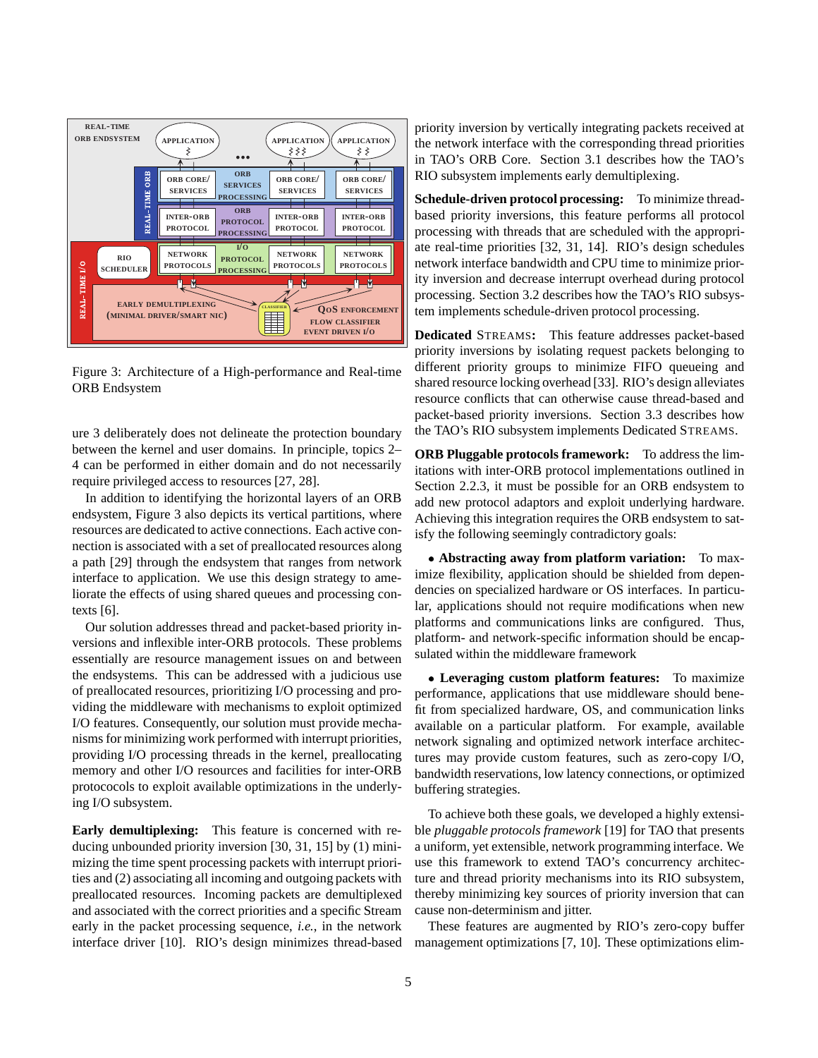Figure 3: Architecture of a High-performance and Real-time ORB Endsystem

ure 3 deliberately does not delineate the protection boundary between the kernel and user domains. In principle, topics 2–4 can be performed in either domain and do not necessarily require privileged access to resources [27, 28].

In addition to identifying the horizontal layers of an ORB endsystem, Figure 3 also depicts its vertical partitions, where resources are dedicated to active connections. Each active connection is associated with a set of preallocated resources along a path [29] through the endsystem that ranges from network interface to application. We use this design strategy to ameliorate the effects of using shared queues and processing contexts [6].

Our solution addresses thread and packet-based priority inversions and inflexible inter-ORB protocols. These problems essentially are resource management issues on and between the endsystems. This can be addressed with a judicious use of preallocated resources, prioritizing I/O processing and providing the middleware with mechanisms to exploit optimized I/O features. Consequently, our solution must provide mechanisms for minimizing work performed with interrupt priorities, providing I/O processing threads in the kernel, preallocating memory and other I/O resources and facilities for inter-ORB protococols to exploit available optimizations in the underlying I/O subsystem.

**Early demultiplexing:** This feature is concerned with reducing unbounded priority inversion [30, 31, 15] by (1) minimizing the time spent processing packets with interrupt priorities and (2) associating all incoming and outgoing packets with preallocated resources. Incoming packets are demultiplexed and associated with the correct priorities and a specific Stream early in the packet processing sequence, *i.e.*, in the network interface driver [10]. RIO's design minimizes thread-based priority inversion by vertically integrating packets received at the network interface with the corresponding thread priorities in TAO's ORB Core. Section 3.1 describes how the TAO's RIO subsystem implements early demultiplexing.

**Schedule-driven protocol processing:** To minimize thread-based priority inversions, this feature performs all protocol processing with threads that are scheduled with the appropriate real-time priorities [32, 31, 14]. RIO's design schedules network interface bandwidth and CPU time to minimize priority inversion and decrease interrupt overhead during protocol processing. Section 3.2 describes how the TAO's RIO subsystem implements schedule-driven protocol processing.

**Dedicated** STREAMS**:** This feature addresses packet-based priority inversions by isolating request packets belonging to different priority groups to minimize FIFO queueing and shared resource locking overhead [33]. RIO's design alleviates resource conflicts that can otherwise cause thread-based and packet-based priority inversions. Section 3.3 describes how the TAO's RIO subsystem implements Dedicated STREAMS.

**ORB Pluggable protocols framework:** To address the limitations with inter-ORB protocol implementations outlined in Section 2.2.3, it must be possible for an ORB endsystem to add new protocol adaptors and exploit underlying hardware. Achieving this integration requires the ORB endsystem to satisfy the following seemingly contradictory goals:

- **Abstracting away from platform variation:** To maximize flexibility, application should be shielded from dependencies on specialized hardware or OS interfaces. In particular, applications should not require modifications when new platforms and communications links are configured. Thus, platform- and network-specific information should be encapsulated within the middleware framework

- **Leveraging custom platform features:** To maximize performance, applications that use middleware should benefit from specialized hardware, OS, and communication links available on a particular platform. For example, available network signaling and optimized network interface architectures may provide custom features, such as zero-copy I/O, bandwidth reservations, low latency connections, or optimized buffering strategies.

To achieve both these goals, we developed a highly extensible *pluggable protocols framework* [19] for TAO that presents a uniform, yet extensible, network programming interface. We use this framework to extend TAO's concurrency architecture and thread priority mechanisms into its RIO subsystem, thereby minimizing key sources of priority inversion that can cause non-determinism and jitter.

These features are augmented by RIO's zero-copy buffer management optimizations [7, 10]. These optimizations elim-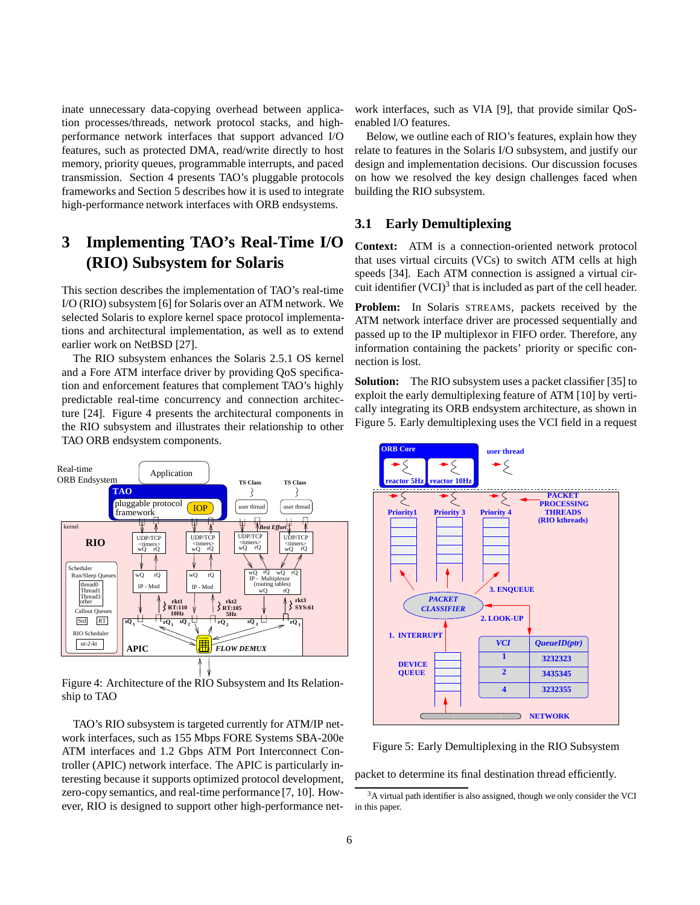inate unnecessary data-copying overhead between application processes/threads, network protocol stacks, and high-performance network interfaces that support advanced I/O features, such as protected DMA, read/write directly to host memory, priority queues, programmable interrupts, and paced transmission. Section 4 presents TAO's pluggable protocols frameworks and Section 5 describes how it is used to integrate high-performance network interfaces with ORB endsystems.

# 3 Implementing TAO's Real-Time I/O (RIO) Subsystem for Solaris

This section describes the implementation of TAO's real-time I/O (RIO) subsystem [6] for Solaris over an ATM network. We selected Solaris to explore kernel space protocol implementations and architectural implementation, as well as to extend earlier work on NetBSD [27].

The RIO subsystem enhances the Solaris 2.5.1 OS kernel and a Fore ATM interface driver by providing QoS specification and enforcement features that complement TAO's highly predictable real-time concurrency and connection architecture [24]. Figure 4 presents the architectural components in the RIO subsystem and illustrates their relationship to other TAO ORB endsystem components.

Figure 4: Architecture of the RIO Subsystem and Its Relationship to TAO

TAO's RIO subsystem is targeted currently for ATM/IP network interfaces, such as 155 Mbps FORE Systems SBA-200e ATM interfaces and 1.2 Gbps ATM Port Interconnect Controller (APIC) network interface. The APIC is particularly interesting because it supports optimized protocol development, zero-copy semantics, and real-time performance [7, 10]. However, RIO is designed to support other high-performance network interfaces, such as VIA [9], that provide similar QoS-enabled I/O features.

Below, we outline each of RIO's features, explain how they relate to features in the Solaris I/O subsystem, and justify our design and implementation decisions. Our discussion focuses on how we resolved the key design challenges faced when building the RIO subsystem.

## 3.1 Early Demultiplexing

**Context:** ATM is a connection-oriented network protocol that uses virtual circuits (VCs) to switch ATM cells at high speeds [34]. Each ATM connection is assigned a virtual circuit identifier (VCI)[3] that is included as part of the cell header.

**Problem:** In Solaris STREAMS, packets received by the ATM network interface driver are processed sequentially and passed up to the IP multiplexor in FIFO order. Therefore, any information containing the packets' priority or specific connection is lost.

**Solution:** The RIO subsystem uses a packet classifier [35] to exploit the early demultiplexing feature of ATM [10] by vertically integrating its ORB endsystem architecture, as shown in Figure 5. Early demultiplexing uses the VCI field in a request packet to determine its final destination thread efficiently.

Figure 5: Early Demultiplexing in the RIO Subsystem

[3] A virtual path identifier is also assigned, though we only consider the VCI in this paper.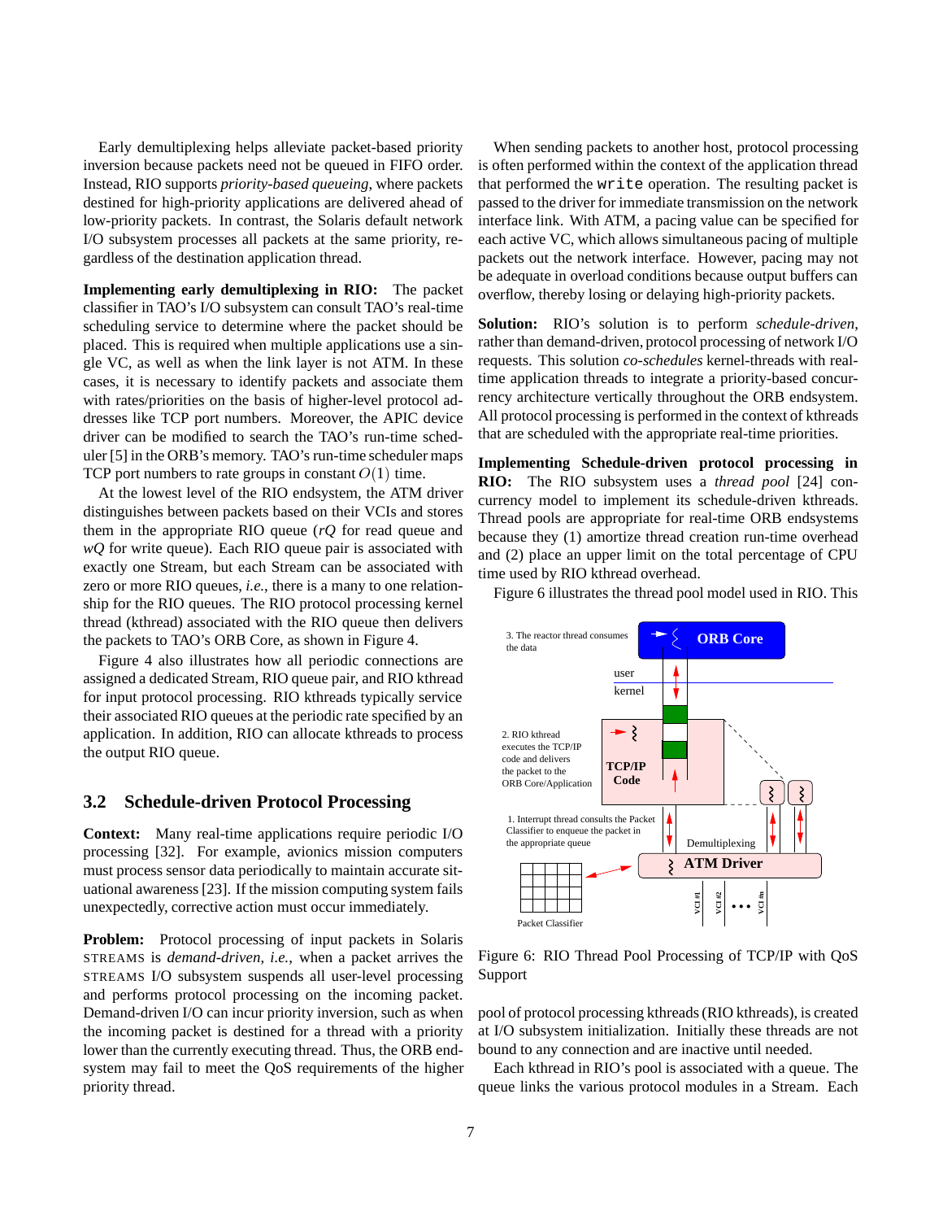Early demultiplexing helps alleviate packet-based priority inversion because packets need not be queued in FIFO order. Instead, RIO supports *priority-based queueing*, where packets destined for high-priority applications are delivered ahead of low-priority packets. In contrast, the Solaris default network I/O subsystem processes all packets at the same priority, regardless of the destination application thread.

**Implementing early demultiplexing in RIO:** The packet classifier in TAO's I/O subsystem can consult TAO's real-time scheduling service to determine where the packet should be placed. This is required when multiple applications use a single VC, as well as when the link layer is not ATM. In these cases, it is necessary to identify packets and associate them with rates/priorities on the basis of higher-level protocol addresses like TCP port numbers. Moreover, the APIC device driver can be modified to search the TAO's run-time scheduler [5] in the ORB's memory. TAO's run-time scheduler maps TCP port numbers to rate groups in constant $O(1)$ time.

At the lowest level of the RIO endsystem, the ATM driver distinguishes between packets based on their VCIs and stores them in the appropriate RIO queue (*rQ* for read queue and *wQ* for write queue). Each RIO queue pair is associated with exactly one Stream, but each Stream can be associated with zero or more RIO queues, *i.e.*, there is a many to one relationship for the RIO queues. The RIO protocol processing kernel thread (kthread) associated with the RIO queue then delivers the packets to TAO's ORB Core, as shown in Figure 4.

Figure 4 also illustrates how all periodic connections are assigned a dedicated Stream, RIO queue pair, and RIO kthread for input protocol processing. RIO kthreads typically service their associated RIO queues at the periodic rate specified by an application. In addition, RIO can allocate kthreads to process the output RIO queue.

## 3.2 Schedule-driven Protocol Processing

**Context:** Many real-time applications require periodic I/O processing [32]. For example, avionics mission computers must process sensor data periodically to maintain accurate situational awareness [23]. If the mission computing system fails unexpectedly, corrective action must occur immediately.

**Problem:** Protocol processing of input packets in Solaris STREAMS is *demand-driven*, *i.e.*, when a packet arrives the STREAMS I/O subsystem suspends all user-level processing and performs protocol processing on the incoming packet. Demand-driven I/O can incur priority inversion, such as when the incoming packet is destined for a thread with a priority lower than the currently executing thread. Thus, the ORB endsystem may fail to meet the QoS requirements of the higher priority thread.

When sending packets to another host, protocol processing is often performed within the context of the application thread that performed the `write` operation. The resulting packet is passed to the driver for immediate transmission on the network interface link. With ATM, a pacing value can be specified for each active VC, which allows simultaneous pacing of multiple packets out the network interface. However, pacing may not be adequate in overload conditions because output buffers can overflow, thereby losing or delaying high-priority packets.

**Solution:** RIO's solution is to perform *schedule-driven*, rather than demand-driven, protocol processing of network I/O requests. This solution *co-schedules* kernel-threads with real-time application threads to integrate a priority-based concurrency architecture vertically throughout the ORB endsystem. All protocol processing is performed in the context of kthreads that are scheduled with the appropriate real-time priorities.

**Implementing Schedule-driven protocol processing in RIO:** The RIO subsystem uses a *thread pool* [24] concurrency model to implement its schedule-driven kthreads. Thread pools are appropriate for real-time ORB endsystems because they (1) amortize thread creation run-time overhead and (2) place an upper limit on the total percentage of CPU time used by RIO kthread overhead.

Figure 6 illustrates the thread pool model used in RIO. This

Figure 6: RIO Thread Pool Processing of TCP/IP with QoS Support

pool of protocol processing kthreads (RIO kthreads), is created at I/O subsystem initialization. Initially these threads are not bound to any connection and are inactive until needed.

Each kthread in RIO's pool is associated with a queue. The queue links the various protocol modules in a Stream. Each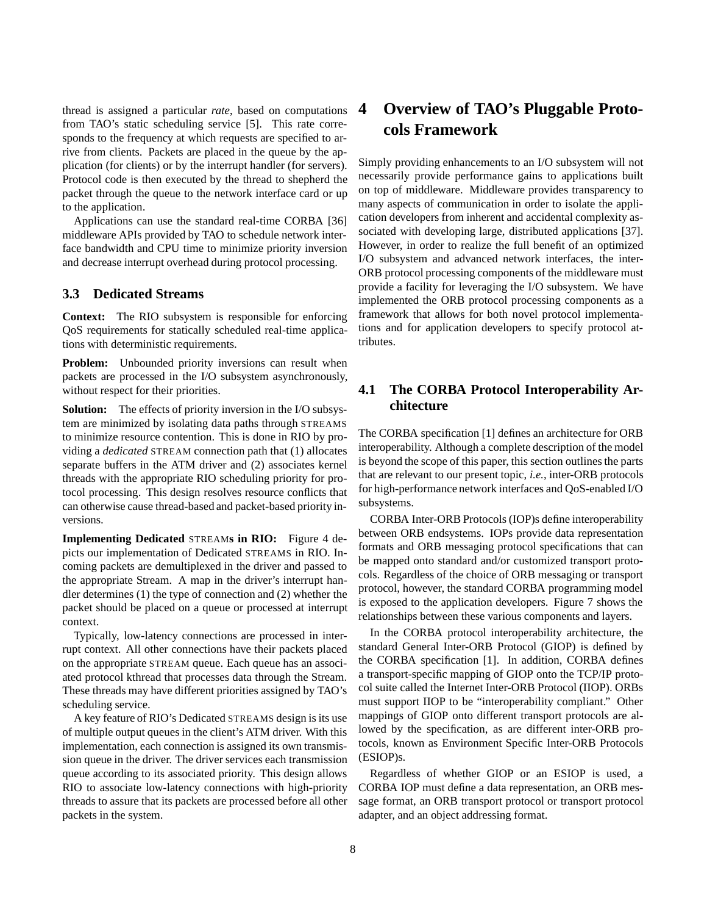thread is assigned a particular *rate*, based on computations from TAO's static scheduling service [5]. This rate corresponds to the frequency at which requests are specified to arrive from clients. Packets are placed in the queue by the application (for clients) or by the interrupt handler (for servers). Protocol code is then executed by the thread to shepherd the packet through the queue to the network interface card or up to the application.

Applications can use the standard real-time CORBA [36] middleware APIs provided by TAO to schedule network interface bandwidth and CPU time to minimize priority inversion and decrease interrupt overhead during protocol processing.

### 3.3 Dedicated Streams

**Context:** The RIO subsystem is responsible for enforcing QoS requirements for statically scheduled real-time applications with deterministic requirements.

**Problem:** Unbounded priority inversions can result when packets are processed in the I/O subsystem asynchronously, without respect for their priorities.

**Solution:** The effects of priority inversion in the I/O subsystem are minimized by isolating data paths through STREAMS to minimize resource contention. This is done in RIO by providing a *dedicated* STREAM connection path that (1) allocates separate buffers in the ATM driver and (2) associates kernel threads with the appropriate RIO scheduling priority for protocol processing. This design resolves resource conflicts that can otherwise cause thread-based and packet-based priority inversions.

**Implementing Dedicated STREAMs in RIO:** Figure 4 depicts our implementation of Dedicated STREAMS in RIO. Incoming packets are demultiplexed in the driver and passed to the appropriate Stream. A map in the driver's interrupt handler determines (1) the type of connection and (2) whether the packet should be placed on a queue or processed at interrupt context.

Typically, low-latency connections are processed in interrupt context. All other connections have their packets placed on the appropriate STREAM queue. Each queue has an associated protocol kthread that processes data through the Stream. These threads may have different priorities assigned by TAO's scheduling service.

A key feature of RIO's Dedicated STREAMS design is its use of multiple output queues in the client's ATM driver. With this implementation, each connection is assigned its own transmission queue in the driver. The driver services each transmission queue according to its associated priority. This design allows RIO to associate low-latency connections with high-priority threads to assure that its packets are processed before all other packets in the system.

## 4 Overview of TAO's Pluggable Protocols Framework

Simply providing enhancements to an I/O subsystem will not necessarily provide performance gains to applications built on top of middleware. Middleware provides transparency to many aspects of communication in order to isolate the application developers from inherent and accidental complexity associated with developing large, distributed applications [37]. However, in order to realize the full benefit of an optimized I/O subsystem and advanced network interfaces, the inter-ORB protocol processing components of the middleware must provide a facility for leveraging the I/O subsystem. We have implemented the ORB protocol processing components as a framework that allows for both novel protocol implementations and for application developers to specify protocol attributes.

### 4.1 The CORBA Protocol Interoperability Architecture

The CORBA specification [1] defines an architecture for ORB interoperability. Although a complete description of the model is beyond the scope of this paper, this section outlines the parts that are relevant to our present topic, *i.e.,* inter-ORB protocols for high-performance network interfaces and QoS-enabled I/O subsystems.

CORBA Inter-ORB Protocols (IOP)s define interoperability between ORB endsystems. IOPs provide data representation formats and ORB messaging protocol specifications that can be mapped onto standard and/or customized transport protocols. Regardless of the choice of ORB messaging or transport protocol, however, the standard CORBA programming model is exposed to the application developers. Figure 7 shows the relationships between these various components and layers.

In the CORBA protocol interoperability architecture, the standard General Inter-ORB Protocol (GIOP) is defined by the CORBA specification [1]. In addition, CORBA defines a transport-specific mapping of GIOP onto the TCP/IP protocol suite called the Internet Inter-ORB Protocol (IIOP). ORBs must support IIOP to be "interoperability compliant." Other mappings of GIOP onto different transport protocols are allowed by the specification, as are different inter-ORB protocols, known as Environment Specific Inter-ORB Protocols (ESIOP)s.

Regardless of whether GIOP or an ESIOP is used, a CORBA IOP must define a data representation, an ORB message format, an ORB transport protocol or transport protocol adapter, and an object addressing format.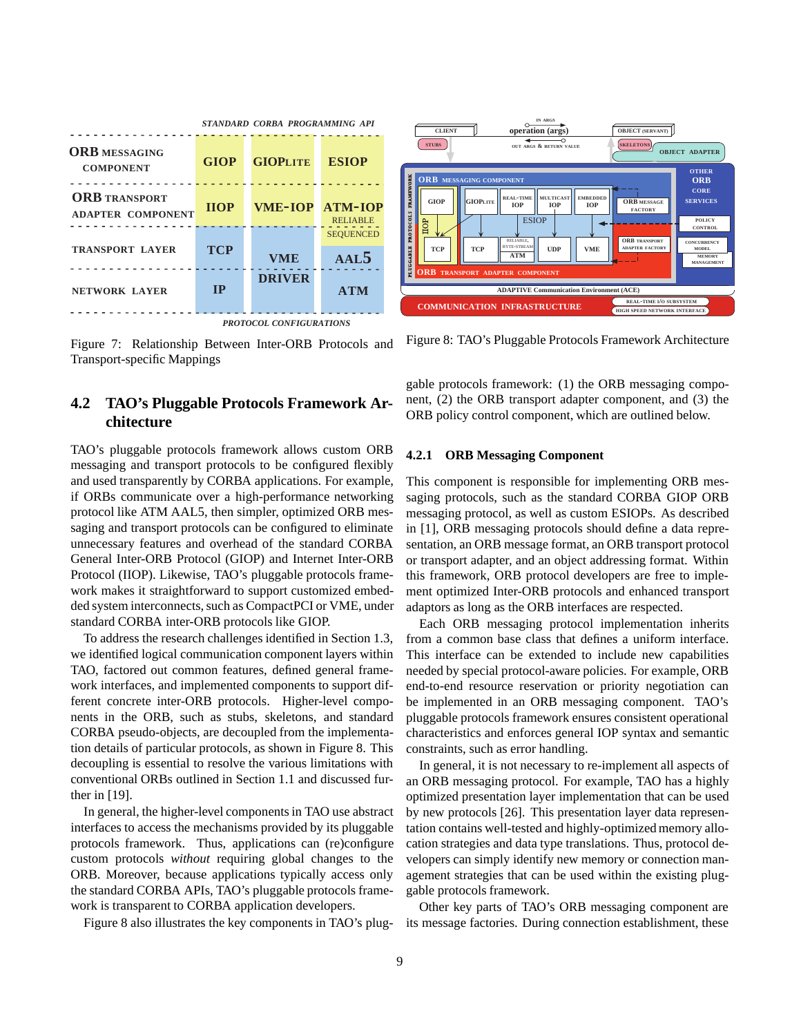Figure 7: Relationship Between Inter-ORB Protocols and Transport-specific Mappings

Figure 8: TAO's Pluggable Protocols Framework Architecture

## 4.2 TAO's Pluggable Protocols Framework Architecture

TAO's pluggable protocols framework allows custom ORB messaging and transport protocols to be configured flexibly and used transparently by CORBA applications. For example, if ORBs communicate over a high-performance networking protocol like ATM AAL5, then simpler, optimized ORB messaging and transport protocols can be configured to eliminate unnecessary features and overhead of the standard CORBA General Inter-ORB Protocol (GIOP) and Internet Inter-ORB Protocol (IIOP). Likewise, TAO's pluggable protocols framework makes it straightforward to support customized embedded system interconnects, such as CompactPCI or VME, under standard CORBA inter-ORB protocols like GIOP.

To address the research challenges identified in Section 1.3, we identified logical communication component layers within TAO, factored out common features, defined general framework interfaces, and implemented components to support different concrete inter-ORB protocols. Higher-level components in the ORB, such as stubs, skeletons, and standard CORBA pseudo-objects, are decoupled from the implementation details of particular protocols, as shown in Figure 8. This decoupling is essential to resolve the various limitations with conventional ORBs outlined in Section 1.1 and discussed further in [19].

In general, the higher-level components in TAO use abstract interfaces to access the mechanisms provided by its pluggable protocols framework. Thus, applications can (re)configure custom protocols *without* requiring global changes to the ORB. Moreover, because applications typically access only the standard CORBA APIs, TAO's pluggable protocols framework is transparent to CORBA application developers.

Figure 8 also illustrates the key components in TAO's pluggable protocols framework: (1) the ORB messaging component, (2) the ORB transport adapter component, and (3) the ORB policy control component, which are outlined below.

### 4.2.1 ORB Messaging Component

This component is responsible for implementing ORB messaging protocols, such as the standard CORBA GIOP ORB messaging protocol, as well as custom ESIOPs. As described in [1], ORB messaging protocols should define a data representation, an ORB message format, an ORB transport protocol or transport adapter, and an object addressing format. Within this framework, ORB protocol developers are free to implement optimized Inter-ORB protocols and enhanced transport adaptors as long as the ORB interfaces are respected.

Each ORB messaging protocol implementation inherits from a common base class that defines a uniform interface. This interface can be extended to include new capabilities needed by special protocol-aware policies. For example, ORB end-to-end resource reservation or priority negotiation can be implemented in an ORB messaging component. TAO's pluggable protocols framework ensures consistent operational characteristics and enforces general IOP syntax and semantic constraints, such as error handling.

In general, it is not necessary to re-implement all aspects of an ORB messaging protocol. For example, TAO has a highly optimized presentation layer implementation that can be used by new protocols [26]. This presentation layer data representation contains well-tested and highly-optimized memory allocation strategies and data type translations. Thus, protocol developers can simply identify new memory or connection management strategies that can be used within the existing pluggable protocols framework.

Other key parts of TAO's ORB messaging component are its message factories. During connection establishment, these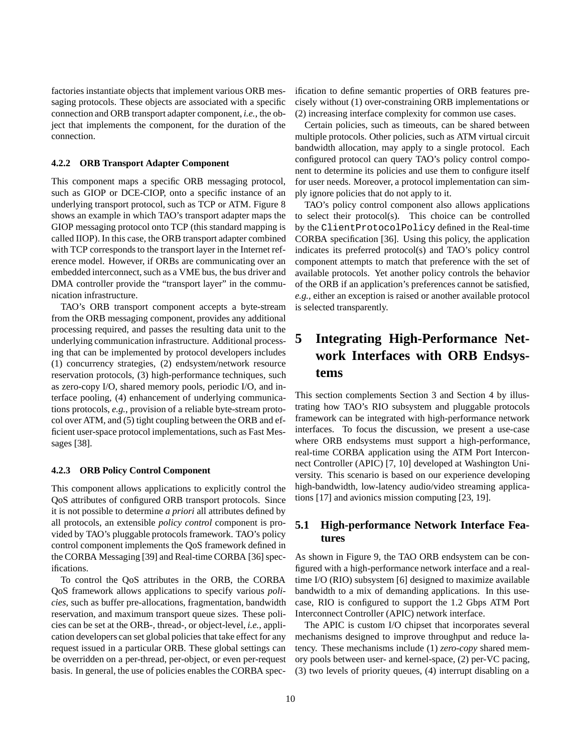factories instantiate objects that implement various ORB messaging protocols. These objects are associated with a specific connection and ORB transport adapter component, *i.e.*, the object that implements the component, for the duration of the connection.

#### 4.2.2 ORB Transport Adapter Component

This component maps a specific ORB messaging protocol, such as GIOP or DCE-CIOP, onto a specific instance of an underlying transport protocol, such as TCP or ATM. Figure 8 shows an example in which TAO's transport adapter maps the GIOP messaging protocol onto TCP (this standard mapping is called IIOP). In this case, the ORB transport adapter combined with TCP corresponds to the transport layer in the Internet reference model. However, if ORBs are communicating over an embedded interconnect, such as a VME bus, the bus driver and DMA controller provide the "transport layer" in the communication infrastructure.

TAO's ORB transport component accepts a byte-stream from the ORB messaging component, provides any additional processing required, and passes the resulting data unit to the underlying communication infrastructure. Additional processing that can be implemented by protocol developers includes (1) concurrency strategies, (2) endsystem/network resource reservation protocols, (3) high-performance techniques, such as zero-copy I/O, shared memory pools, periodic I/O, and interface pooling, (4) enhancement of underlying communications protocols, *e.g.*, provision of a reliable byte-stream protocol over ATM, and (5) tight coupling between the ORB and efficient user-space protocol implementations, such as Fast Messages [38].

#### 4.2.3 ORB Policy Control Component

This component allows applications to explicitly control the QoS attributes of configured ORB transport protocols. Since it is not possible to determine *a priori* all attributes defined by all protocols, an extensible *policy control* component is provided by TAO's pluggable protocols framework. TAO's policy control component implements the QoS framework defined in the CORBA Messaging [39] and Real-time CORBA [36] specifications.

To control the QoS attributes in the ORB, the CORBA QoS framework allows applications to specify various *policies*, such as buffer pre-allocations, fragmentation, bandwidth reservation, and maximum transport queue sizes. These policies can be set at the ORB-, thread-, or object-level, *i.e.*, application developers can set global policies that take effect for any request issued in a particular ORB. These global settings can be overridden on a per-thread, per-object, or even per-request basis. In general, the use of policies enables the CORBA specification to define semantic properties of ORB features precisely without (1) over-constraining ORB implementations or (2) increasing interface complexity for common use cases.

Certain policies, such as timeouts, can be shared between multiple protocols. Other policies, such as ATM virtual circuit bandwidth allocation, may apply to a single protocol. Each configured protocol can query TAO's policy control component to determine its policies and use them to configure itself for user needs. Moreover, a protocol implementation can simply ignore policies that do not apply to it.

TAO's policy control component also allows applications to select their protocol(s). This choice can be controlled by the `ClientProtocolPolicy` defined in the Real-time CORBA specification [36]. Using this policy, the application indicates its preferred protocol(s) and TAO's policy control component attempts to match that preference with the set of available protocols. Yet another policy controls the behavior of the ORB if an application's preferences cannot be satisfied, *e.g.*, either an exception is raised or another available protocol is selected transparently.

# 5 Integrating High-Performance Network Interfaces with ORB Endsystems

This section complements Section 3 and Section 4 by illustrating how TAO's RIO subsystem and pluggable protocols framework can be integrated with high-performance network interfaces. To focus the discussion, we present a use-case where ORB endsystems must support a high-performance, real-time CORBA application using the ATM Port Interconnect Controller (APIC) [7, 10] developed at Washington University. This scenario is based on our experience developing high-bandwidth, low-latency audio/video streaming applications [17] and avionics mission computing [23, 19].

## 5.1 High-performance Network Interface Features

As shown in Figure 9, the TAO ORB endsystem can be configured with a high-performance network interface and a real-time I/O (RIO) subsystem [6] designed to maximize available bandwidth to a mix of demanding applications. In this use-case, RIO is configured to support the 1.2 Gbps ATM Port Interconnect Controller (APIC) network interface.

The APIC is custom I/O chipset that incorporates several mechanisms designed to improve throughput and reduce latency. These mechanisms include (1) *zero-copy* shared memory pools between user- and kernel-space, (2) per-VC pacing, (3) two levels of priority queues, (4) interrupt disabling on a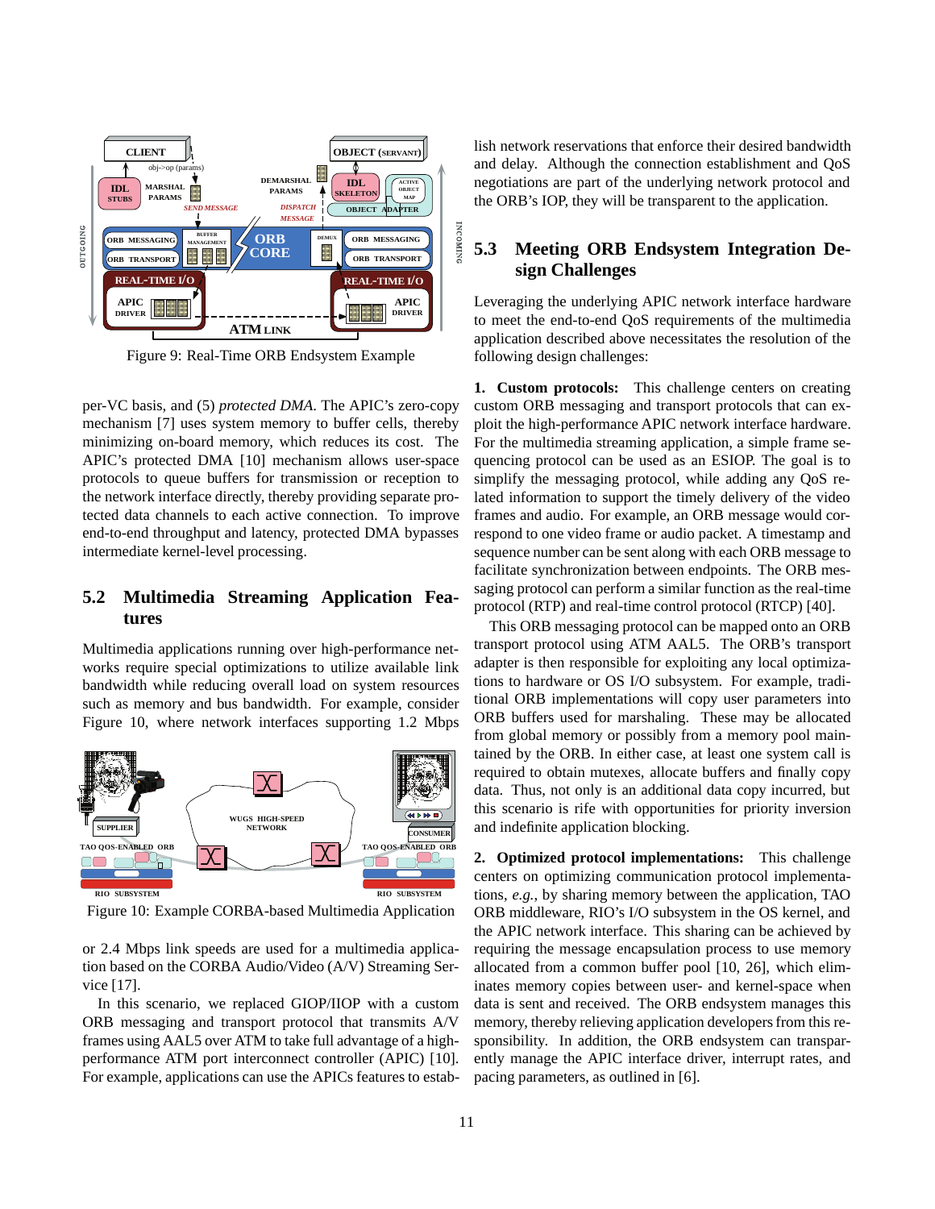Figure 9: Real-Time ORB Endsystem Example

per-VC basis, and (5) *protected DMA*. The APIC's zero-copy mechanism [7] uses system memory to buffer cells, thereby minimizing on-board memory, which reduces its cost. The APIC's protected DMA [10] mechanism allows user-space protocols to queue buffers for transmission or reception to the network interface directly, thereby providing separate protected data channels to each active connection. To improve end-to-end throughput and latency, protected DMA bypasses intermediate kernel-level processing.

## 5.2 Multimedia Streaming Application Features

Multimedia applications running over high-performance networks require special optimizations to utilize available link bandwidth while reducing overall load on system resources such as memory and bus bandwidth. For example, consider Figure 10, where network interfaces supporting 1.2 Mbps

Figure 10: Example CORBA-based Multimedia Application

or 2.4 Mbps link speeds are used for a multimedia application based on the CORBA Audio/Video (A/V) Streaming Service [17].

In this scenario, we replaced GIOP/IIOP with a custom ORB messaging and transport protocol that transmits A/V frames using AAL5 over ATM to take full advantage of a high-performance ATM port interconnect controller (APIC) [10]. For example, applications can use the APICs features to establish network reservations that enforce their desired bandwidth and delay. Although the connection establishment and QoS negotiations are part of the underlying network protocol and the ORB's IOP, they will be transparent to the application.

## 5.3 Meeting ORB Endsystem Integration Design Challenges

Leveraging the underlying APIC network interface hardware to meet the end-to-end QoS requirements of the multimedia application described above necessitates the resolution of the following design challenges:

**1. Custom protocols:** This challenge centers on creating custom ORB messaging and transport protocols that can exploit the high-performance APIC network interface hardware. For the multimedia streaming application, a simple frame sequencing protocol can be used as an ESIOP. The goal is to simplify the messaging protocol, while adding any QoS related information to support the timely delivery of the video frames and audio. For example, an ORB message would correspond to one video frame or audio packet. A timestamp and sequence number can be sent along with each ORB message to facilitate synchronization between endpoints. The ORB messaging protocol can perform a similar function as the real-time protocol (RTP) and real-time control protocol (RTCP) [40].

This ORB messaging protocol can be mapped onto an ORB transport protocol using ATM AAL5. The ORB's transport adapter is then responsible for exploiting any local optimizations to hardware or OS I/O subsystem. For example, traditional ORB implementations will copy user parameters into ORB buffers used for marshaling. These may be allocated from global memory or possibly from a memory pool maintained by the ORB. In either case, at least one system call is required to obtain mutexes, allocate buffers and finally copy data. Thus, not only is an additional data copy incurred, but this scenario is rife with opportunities for priority inversion and indefinite application blocking.

**2. Optimized protocol implementations:** This challenge centers on optimizing communication protocol implementations, *e.g.*, by sharing memory between the application, TAO ORB middleware, RIO's I/O subsystem in the OS kernel, and the APIC network interface. This sharing can be achieved by requiring the message encapsulation process to use memory allocated from a common buffer pool [10, 26], which eliminates memory copies between user- and kernel-space when data is sent and received. The ORB endsystem manages this memory, thereby relieving application developers from this responsibility. In addition, the ORB endsystem can transparently manage the APIC interface driver, interrupt rates, and pacing parameters, as outlined in [6].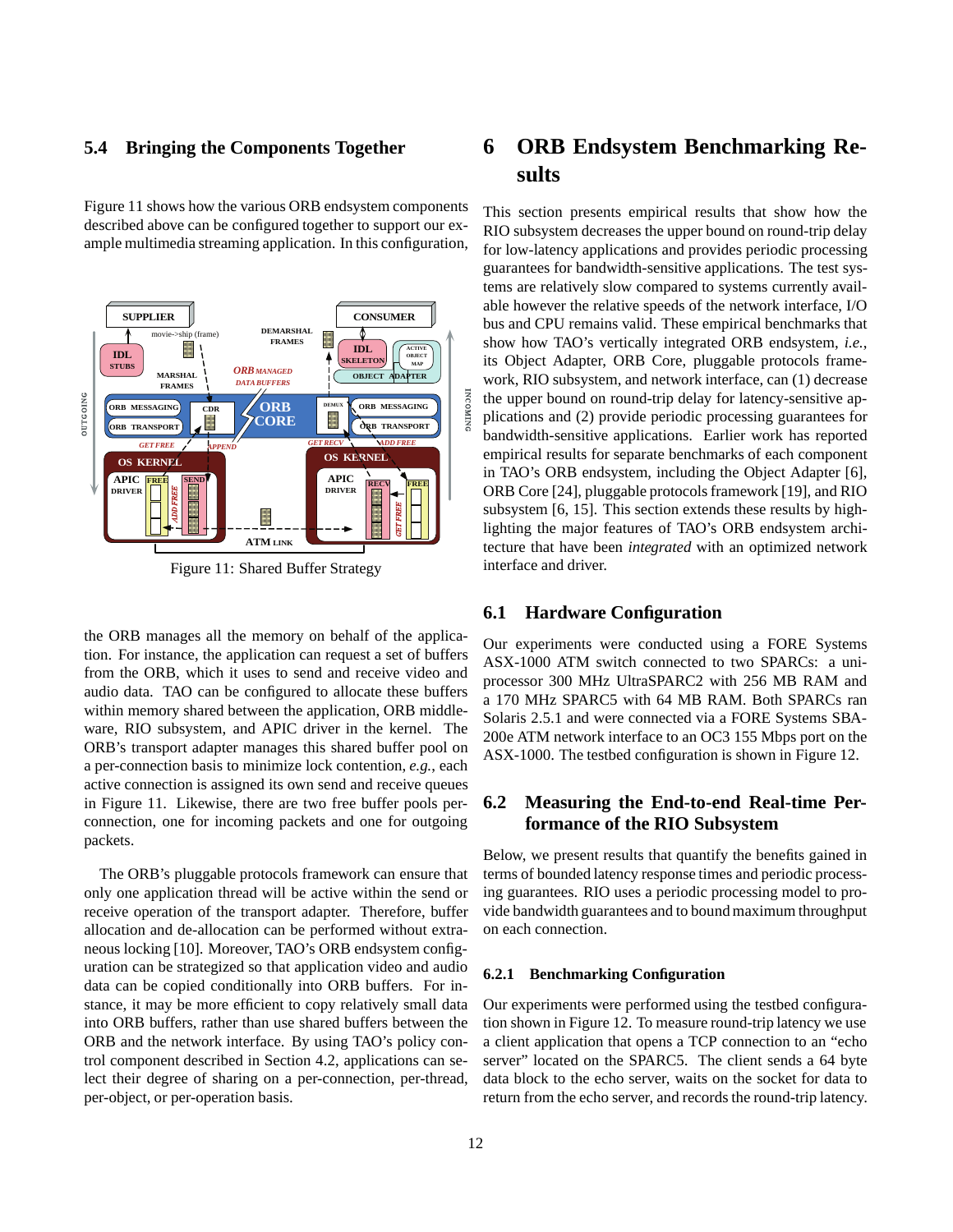### 5.4 Bringing the Components Together

Figure 11 shows how the various ORB endsystem components described above can be configured together to support our example multimedia streaming application. In this configuration, the ORB manages all the memory on behalf of the application. For instance, the application can request a set of buffers from the ORB, which it uses to send and receive video and audio data. TAO can be configured to allocate these buffers within memory shared between the application, ORB middleware, RIO subsystem, and APIC driver in the kernel. The ORB's transport adapter manages this shared buffer pool on a per-connection basis to minimize lock contention, *e.g.*, each active connection is assigned its own send and receive queues in Figure 11. Likewise, there are two free buffer pools per-connection, one for incoming packets and one for outgoing packets.

Figure 11: Shared Buffer Strategy

The ORB's pluggable protocols framework can ensure that only one application thread will be active within the send or receive operation of the transport adapter. Therefore, buffer allocation and de-allocation can be performed without extraneous locking [10]. Moreover, TAO's ORB endsystem configuration can be strategized so that application video and audio data can be copied conditionally into ORB buffers. For instance, it may be more efficient to copy relatively small data into ORB buffers, rather than use shared buffers between the ORB and the network interface. By using TAO's policy control component described in Section 4.2, applications can select their degree of sharing on a per-connection, per-thread, per-object, or per-operation basis.

# 6 ORB Endsystem Benchmarking Results

This section presents empirical results that show how the RIO subsystem decreases the upper bound on round-trip delay for low-latency applications and provides periodic processing guarantees for bandwidth-sensitive applications. The test systems are relatively slow compared to systems currently available however the relative speeds of the network interface, I/O bus and CPU remains valid. These empirical benchmarks that show how TAO's vertically integrated ORB endsystem, *i.e.*, its Object Adapter, ORB Core, pluggable protocols framework, RIO subsystem, and network interface, can (1) decrease the upper bound on round-trip delay for latency-sensitive applications and (2) provide periodic processing guarantees for bandwidth-sensitive applications. Earlier work has reported empirical results for separate benchmarks of each component in TAO's ORB endsystem, including the Object Adapter [6], ORB Core [24], pluggable protocols framework [19], and RIO subsystem [6, 15]. This section extends these results by highlighting the major features of TAO's ORB endsystem architecture that have been *integrated* with an optimized network interface and driver.

## 6.1 Hardware Configuration

Our experiments were conducted using a FORE Systems ASX-1000 ATM switch connected to two SPARCs: a uniprocessor 300 MHz UltraSPARC2 with 256 MB RAM and a 170 MHz SPARC5 with 64 MB RAM. Both SPARCs ran Solaris 2.5.1 and were connected via a FORE Systems SBA-200e ATM network interface to an OC3 155 Mbps port on the ASX-1000. The testbed configuration is shown in Figure 12.

## 6.2 Measuring the End-to-end Real-time Performance of the RIO Subsystem

Below, we present results that quantify the benefits gained in terms of bounded latency response times and periodic processing guarantees. RIO uses a periodic processing model to provide bandwidth guarantees and to bound maximum throughput on each connection.

### 6.2.1 Benchmarking Configuration

Our experiments were performed using the testbed configuration shown in Figure 12. To measure round-trip latency we use a client application that opens a TCP connection to an "echo server" located on the SPARC5. The client sends a 64 byte data block to the echo server, waits on the socket for data to return from the echo server, and records the round-trip latency.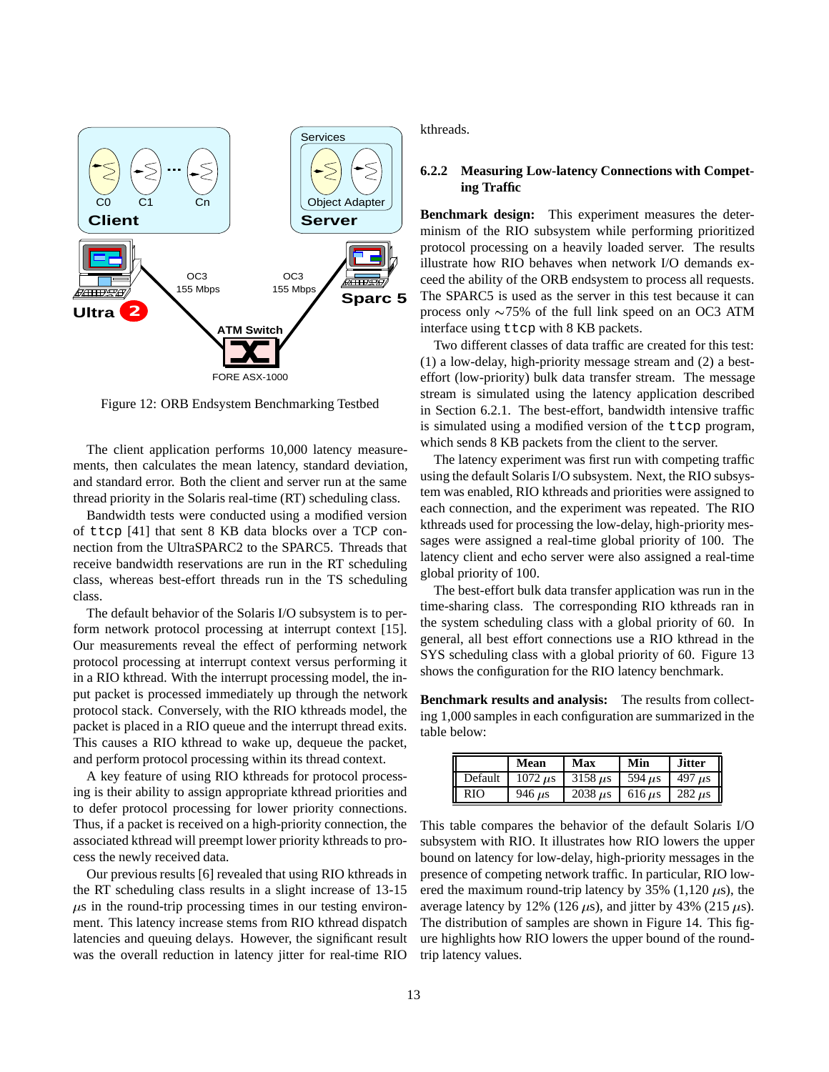Figure 12: ORB Endsystem Benchmarking Testbed

The client application performs 10,000 latency measurements, then calculates the mean latency, standard deviation, and standard error. Both the client and server run at the same thread priority in the Solaris real-time (RT) scheduling class.

Bandwidth tests were conducted using a modified version of `ttcp` [41] that sent 8 KB data blocks over a TCP connection from the UltraSPARC2 to the SPARC5. Threads that receive bandwidth reservations are run in the RT scheduling class, whereas best-effort threads run in the TS scheduling class.

The default behavior of the Solaris I/O subsystem is to perform network protocol processing at interrupt context [15]. Our measurements reveal the effect of performing network protocol processing at interrupt context versus performing it in a RIO kthread. With the interrupt processing model, the input packet is processed immediately up through the network protocol stack. Conversely, with the RIO kthreads model, the packet is placed in a RIO queue and the interrupt thread exits. This causes a RIO kthread to wake up, dequeue the packet, and perform protocol processing within its thread context.

A key feature of using RIO kthreads for protocol processing is their ability to assign appropriate kthread priorities and to defer protocol processing for lower priority connections. Thus, if a packet is received on a high-priority connection, the associated kthread will preempt lower priority kthreads to process the newly received data.

Our previous results [6] revealed that using RIO kthreads in the RT scheduling class results in a slight increase of 13-15 $\mu$s in the round-trip processing times in our testing environment. This latency increase stems from RIO kthread dispatch latencies and queuing delays. However, the significant result was the overall reduction in latency jitter for real-time RIO kthreads.

#### 6.2.2 Measuring Low-latency Connections with Competing Traffic

**Benchmark design:** This experiment measures the determinism of the RIO subsystem while performing prioritized protocol processing on a heavily loaded server. The results illustrate how RIO behaves when network I/O demands exceed the ability of the ORB endsystem to process all requests. The SPARC5 is used as the server in this test because it can process only ∼75% of the full link speed on an OC3 ATM interface using `ttcp` with 8 KB packets.

Two different classes of data traffic are created for this test: (1) a low-delay, high-priority message stream and (2) a best-effort (low-priority) bulk data transfer stream. The message stream is simulated using the latency application described in Section 6.2.1. The best-effort, bandwidth intensive traffic is simulated using a modified version of the `ttcp` program, which sends 8 KB packets from the client to the server.

The latency experiment was first run with competing traffic using the default Solaris I/O subsystem. Next, the RIO subsystem was enabled, RIO kthreads and priorities were assigned to each connection, and the experiment was repeated. The RIO kthreads used for processing the low-delay, high-priority messages were assigned a real-time global priority of 100. The latency client and echo server were also assigned a real-time global priority of 100.

The best-effort bulk data transfer application was run in the time-sharing class. The corresponding RIO kthreads ran in the system scheduling class with a global priority of 60. In general, all best effort connections use a RIO kthread in the SYS scheduling class with a global priority of 60. Figure 13 shows the configuration for the RIO latency benchmark.

**Benchmark results and analysis:** The results from collecting 1,000 samples in each configuration are summarized in the table below:

| | **Mean** | **Max** | **Min** | **Jitter** |
|---|---|---|---|---|
| Default | 1072 $\mu$s | 3158 $\mu$s | 594 $\mu$s | 497 $\mu$s |
| RIO | 946 $\mu$s | 2038 $\mu$s | 616 $\mu$s | 282 $\mu$s |

This table compares the behavior of the default Solaris I/O subsystem with RIO. It illustrates how RIO lowers the upper bound on latency for low-delay, high-priority messages in the presence of competing network traffic. In particular, RIO lowered the maximum round-trip latency by 35% (1,120 $\mu$s), the average latency by 12% (126 $\mu$s), and jitter by 43% (215 $\mu$s). The distribution of samples are shown in Figure 14. This figure highlights how RIO lowers the upper bound of the round-trip latency values.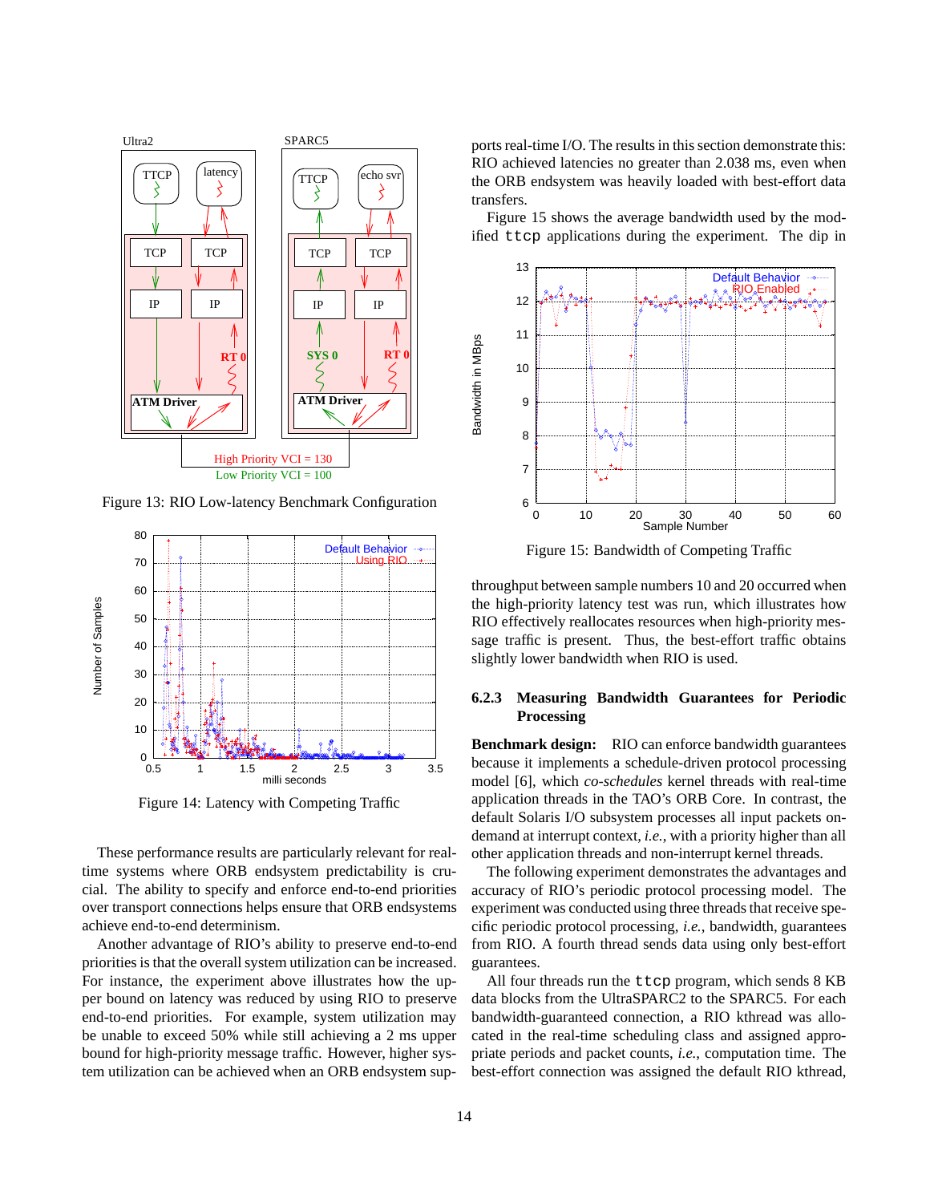Figure 13: RIO Low-latency Benchmark Configuration

Figure 14: Latency with Competing Traffic

These performance results are particularly relevant for real-time systems where ORB endsystem predictability is crucial. The ability to specify and enforce end-to-end priorities over transport connections helps ensure that ORB endsystems achieve end-to-end determinism.

Another advantage of RIO's ability to preserve end-to-end priorities is that the overall system utilization can be increased. For instance, the experiment above illustrates how the upper bound on latency was reduced by using RIO to preserve end-to-end priorities. For example, system utilization may be unable to exceed 50% while still achieving a 2 ms upper bound for high-priority message traffic. However, higher system utilization can be achieved when an ORB endsystem supports real-time I/O. The results in this section demonstrate this: RIO achieved latencies no greater than 2.038 ms, even when the ORB endsystem was heavily loaded with best-effort data transfers.

Figure 15 shows the average bandwidth used by the modified `ttcp` applications during the experiment. The dip in

Figure 15: Bandwidth of Competing Traffic

throughput between sample numbers 10 and 20 occurred when the high-priority latency test was run, which illustrates how RIO effectively reallocates resources when high-priority message traffic is present. Thus, the best-effort traffic obtains slightly lower bandwidth when RIO is used.

#### 6.2.3 Measuring Bandwidth Guarantees for Periodic Processing

**Benchmark design:** RIO can enforce bandwidth guarantees because it implements a schedule-driven protocol processing model [6], which *co-schedules* kernel threads with real-time application threads in the TAO's ORB Core. In contrast, the default Solaris I/O subsystem processes all input packets on-demand at interrupt context, *i.e.*, with a priority higher than all other application threads and non-interrupt kernel threads.

The following experiment demonstrates the advantages and accuracy of RIO's periodic protocol processing model. The experiment was conducted using three threads that receive specific periodic protocol processing, *i.e.*, bandwidth, guarantees from RIO. A fourth thread sends data using only best-effort guarantees.

All four threads run the `ttcp` program, which sends 8 KB data blocks from the UltraSPARC2 to the SPARC5. For each bandwidth-guaranteed connection, a RIO kthread was allocated in the real-time scheduling class and assigned appropriate periods and packet counts, *i.e.*, computation time. The best-effort connection was assigned the default RIO kthread,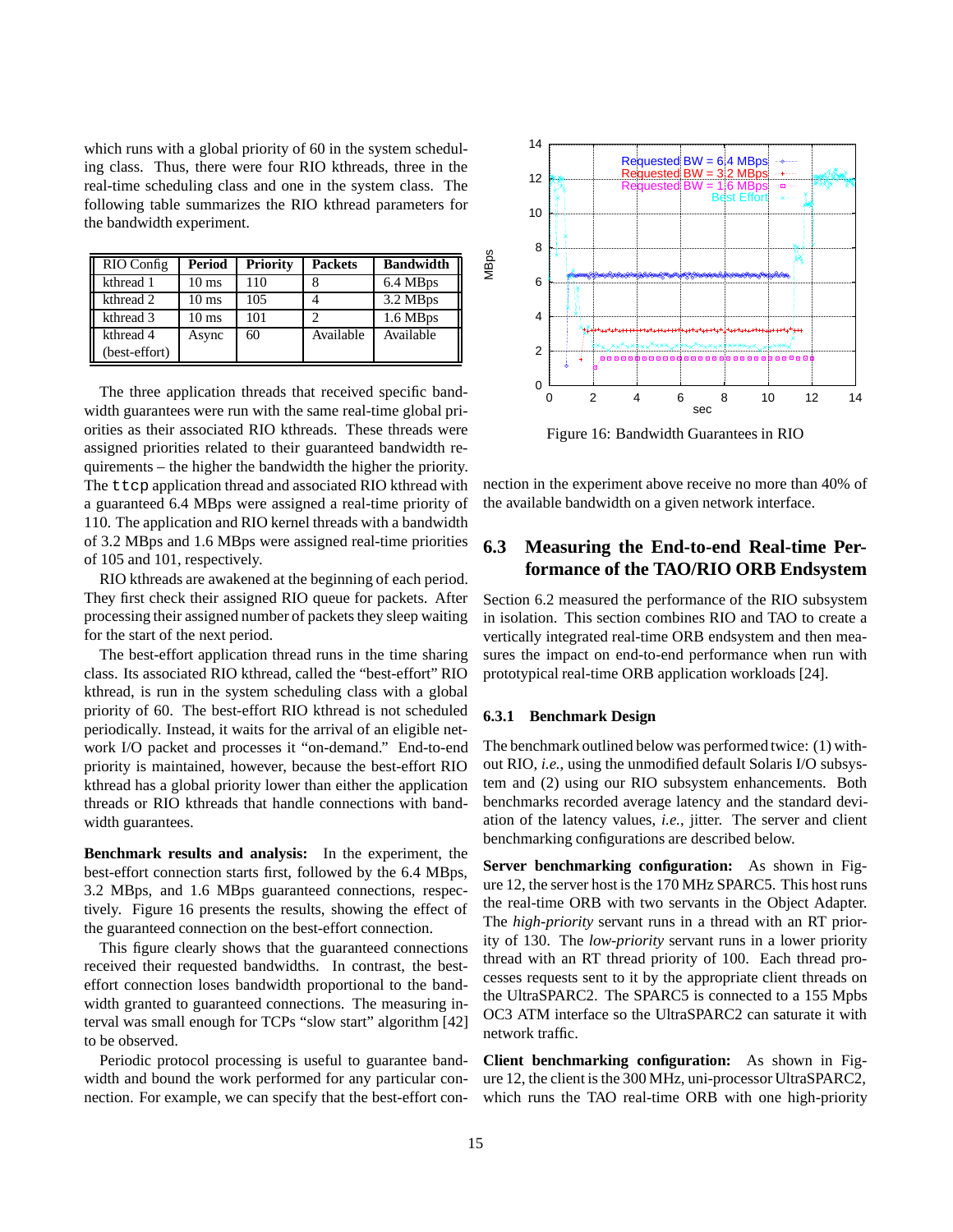which runs with a global priority of 60 in the system scheduling class. Thus, there were four RIO kthreads, three in the real-time scheduling class and one in the system class. The following table summarizes the RIO kthread parameters for the bandwidth experiment.

| RIO Config | Period | Priority | Packets | Bandwidth |
|---|---|---|---|---|
| kthread 1 | 10 ms | 110 | 8 | 6.4 MBps |
| kthread 2 | 10 ms | 105 | 4 | 3.2 MBps |
| kthread 3 | 10 ms | 101 | 2 | 1.6 MBps |
| kthread 4 (best-effort) | Async | 60 | Available | Available |

The three application threads that received specific bandwidth guarantees were run with the same real-time global priorities as their associated RIO kthreads. These threads were assigned priorities related to their guaranteed bandwidth requirements – the higher the bandwidth the higher the priority. The `ttcp` application thread and associated RIO kthread with a guaranteed 6.4 MBps were assigned a real-time priority of 110. The application and RIO kernel threads with a bandwidth of 3.2 MBps and 1.6 MBps were assigned real-time priorities of 105 and 101, respectively.

RIO kthreads are awakened at the beginning of each period. They first check their assigned RIO queue for packets. After processing their assigned number of packets they sleep waiting for the start of the next period.

The best-effort application thread runs in the time sharing class. Its associated RIO kthread, called the "best-effort" RIO kthread, is run in the system scheduling class with a global priority of 60. The best-effort RIO kthread is not scheduled periodically. Instead, it waits for the arrival of an eligible network I/O packet and processes it "on-demand." End-to-end priority is maintained, however, because the best-effort RIO kthread has a global priority lower than either the application threads or RIO kthreads that handle connections with bandwidth guarantees.

**Benchmark results and analysis:** In the experiment, the best-effort connection starts first, followed by the 6.4 MBps, 3.2 MBps, and 1.6 MBps guaranteed connections, respectively. Figure 16 presents the results, showing the effect of the guaranteed connection on the best-effort connection.

This figure clearly shows that the guaranteed connections received their requested bandwidths. In contrast, the best-effort connection loses bandwidth proportional to the bandwidth granted to guaranteed connections. The measuring interval was small enough for TCPs "slow start" algorithm [42] to be observed.

Periodic protocol processing is useful to guarantee bandwidth and bound the work performed for any particular connection. For example, we can specify that the best-effort connection in the experiment above receive no more than 40% of the available bandwidth on a given network interface.

Figure 16: Bandwidth Guarantees in RIO

## 6.3 Measuring the End-to-end Real-time Performance of the TAO/RIO ORB Endsystem

Section 6.2 measured the performance of the RIO subsystem in isolation. This section combines RIO and TAO to create a vertically integrated real-time ORB endsystem and then measures the impact on end-to-end performance when run with prototypical real-time ORB application workloads [24].

### 6.3.1 Benchmark Design

The benchmark outlined below was performed twice: (1) without RIO, *i.e.*, using the unmodified default Solaris I/O subsystem and (2) using our RIO subsystem enhancements. Both benchmarks recorded average latency and the standard deviation of the latency values, *i.e.*, jitter. The server and client benchmarking configurations are described below.

**Server benchmarking configuration:** As shown in Figure 12, the server host is the 170 MHz SPARC5. This host runs the real-time ORB with two servants in the Object Adapter. The *high-priority* servant runs in a thread with an RT priority of 130. The *low-priority* servant runs in a lower priority thread with an RT thread priority of 100. Each thread processes requests sent to it by the appropriate client threads on the UltraSPARC2. The SPARC5 is connected to a 155 Mpbs OC3 ATM interface so the UltraSPARC2 can saturate it with network traffic.

**Client benchmarking configuration:** As shown in Figure 12, the client is the 300 MHz, uni-processor UltraSPARC2, which runs the TAO real-time ORB with one high-priority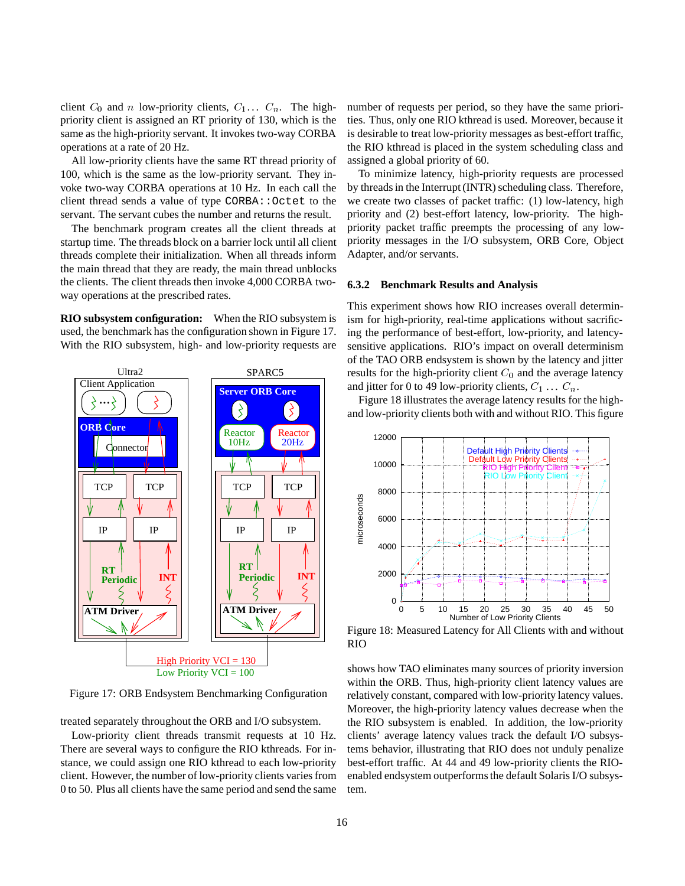client $C_0$ and $n$ low-priority clients, $C_1 \ldots C_n$. The high-priority client is assigned an RT priority of 130, which is the same as the high-priority servant. It invokes two-way CORBA operations at a rate of 20 Hz.

All low-priority clients have the same RT thread priority of 100, which is the same as the low-priority servant. They invoke two-way CORBA operations at 10 Hz. In each call the client thread sends a value of type `CORBA::Octet` to the servant. The servant cubes the number and returns the result.

The benchmark program creates all the client threads at startup time. The threads block on a barrier lock until all client threads complete their initialization. When all threads inform the main thread that they are ready, the main thread unblocks the clients. The client threads then invoke 4,000 CORBA two-way operations at the prescribed rates.

**RIO subsystem configuration:** When the RIO subsystem is used, the benchmark has the configuration shown in Figure 17. With the RIO subsystem, high- and low-priority requests are treated separately throughout the ORB and I/O subsystem.

Figure 17: ORB Endsystem Benchmarking Configuration

Low-priority client threads transmit requests at 10 Hz. There are several ways to configure the RIO kthreads. For instance, we could assign one RIO kthread to each low-priority client. However, the number of low-priority clients varies from 0 to 50. Plus all clients have the same period and send the same number of requests per period, so they have the same priorities. Thus, only one RIO kthread is used. Moreover, because it is desirable to treat low-priority messages as best-effort traffic, the RIO kthread is placed in the system scheduling class and assigned a global priority of 60.

To minimize latency, high-priority requests are processed by threads in the Interrupt (INTR) scheduling class. Therefore, we create two classes of packet traffic: (1) low-latency, high priority and (2) best-effort latency, low-priority. The high-priority packet traffic preempts the processing of any low-priority messages in the I/O subsystem, ORB Core, Object Adapter, and/or servants.

### 6.3.2 Benchmark Results and Analysis

This experiment shows how RIO increases overall determinism for high-priority, real-time applications without sacrificing the performance of best-effort, low-priority, and latency-sensitive applications. RIO's impact on overall determinism of the TAO ORB endsystem is shown by the latency and jitter results for the high-priority client $C_0$ and the average latency and jitter for 0 to 49 low-priority clients, $C_1 \ldots C_n$.

Figure 18 illustrates the average latency results for the high- and low-priority clients both with and without RIO. This figure shows how TAO eliminates many sources of priority inversion within the ORB. Thus, high-priority client latency values are relatively constant, compared with low-priority latency values. Moreover, the high-priority latency values decrease when the the RIO subsystem is enabled. In addition, the low-priority clients' average latency values track the default I/O subsystems behavior, illustrating that RIO does not unduly penalize best-effort traffic. At 44 and 49 low-priority clients the RIO-enabled endsystem outperforms the default Solaris I/O subsystem.

Figure 18: Measured Latency for All Clients with and without RIO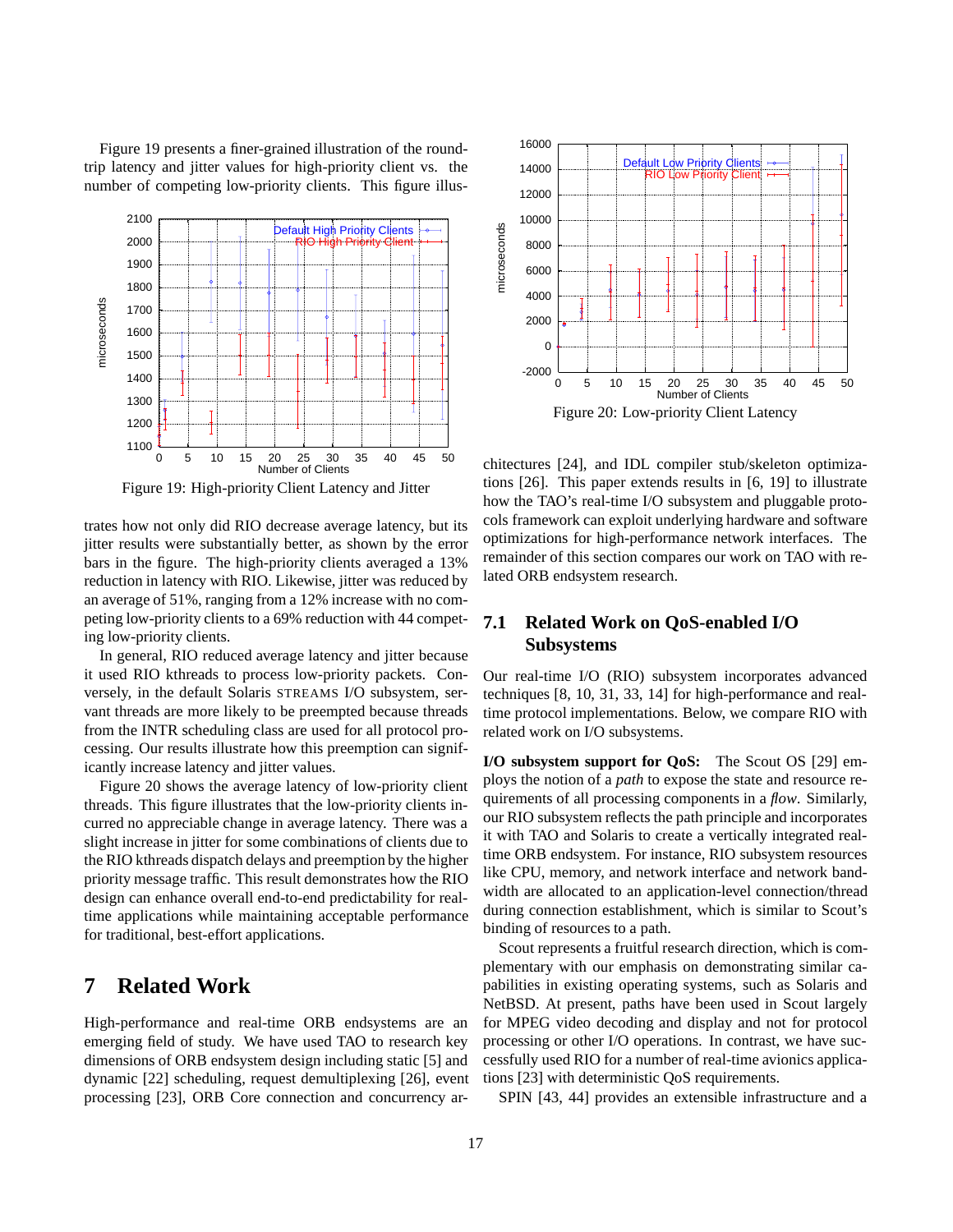Figure 19 presents a finer-grained illustration of the round-trip latency and jitter values for high-priority client vs. the number of competing low-priority clients. This figure illustrates how not only did RIO decrease average latency, but its jitter results were substantially better, as shown by the error bars in the figure. The high-priority clients averaged a 13% reduction in latency with RIO. Likewise, jitter was reduced by an average of 51%, ranging from a 12% increase with no competing low-priority clients to a 69% reduction with 44 competing low-priority clients.

Figure 19: High-priority Client Latency and Jitter

In general, RIO reduced average latency and jitter because it used RIO kthreads to process low-priority packets. Conversely, in the default Solaris STREAMS I/O subsystem, servant threads are more likely to be preempted because threads from the INTR scheduling class are used for all protocol processing. Our results illustrate how this preemption can significantly increase latency and jitter values.

Figure 20 shows the average latency of low-priority client threads. This figure illustrates that the low-priority clients incurred no appreciable change in average latency. There was a slight increase in jitter for some combinations of clients due to the RIO kthreads dispatch delays and preemption by the higher priority message traffic. This result demonstrates how the RIO design can enhance overall end-to-end predictability for real-time applications while maintaining acceptable performance for traditional, best-effort applications.

# 7 Related Work

High-performance and real-time ORB endsystems are an emerging field of study. We have used TAO to research key dimensions of ORB endsystem design including static [5] and dynamic [22] scheduling, request demultiplexing [26], event processing [23], ORB Core connection and concurrency architectures [24], and IDL compiler stub/skeleton optimizations [26]. This paper extends results in [6, 19] to illustrate how the TAO's real-time I/O subsystem and pluggable protocols framework can exploit underlying hardware and software optimizations for high-performance network interfaces. The remainder of this section compares our work on TAO with related ORB endsystem research.

Figure 20: Low-priority Client Latency

## 7.1 Related Work on QoS-enabled I/O Subsystems

Our real-time I/O (RIO) subsystem incorporates advanced techniques [8, 10, 31, 33, 14] for high-performance and real-time protocol implementations. Below, we compare RIO with related work on I/O subsystems.

**I/O subsystem support for QoS:** The Scout OS [29] employs the notion of a *path* to expose the state and resource requirements of all processing components in a *flow*. Similarly, our RIO subsystem reflects the path principle and incorporates it with TAO and Solaris to create a vertically integrated real-time ORB endsystem. For instance, RIO subsystem resources like CPU, memory, and network interface and network bandwidth are allocated to an application-level connection/thread during connection establishment, which is similar to Scout's binding of resources to a path.

Scout represents a fruitful research direction, which is complementary with our emphasis on demonstrating similar capabilities in existing operating systems, such as Solaris and NetBSD. At present, paths have been used in Scout largely for MPEG video decoding and display and not for protocol processing or other I/O operations. In contrast, we have successfully used RIO for a number of real-time avionics applications [23] with deterministic QoS requirements.

SPIN [43, 44] provides an extensible infrastructure and a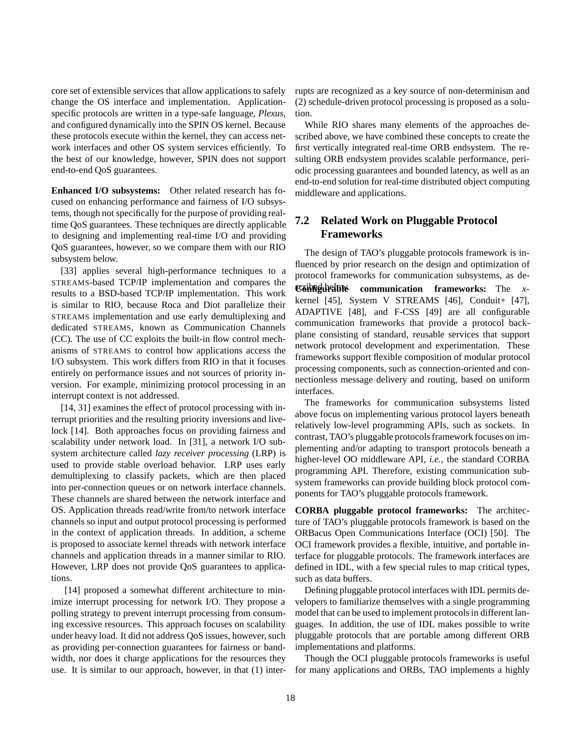core set of extensible services that allow applications to safely change the OS interface and implementation. Application-specific protocols are written in a type-safe language, *Plexus*, and configured dynamically into the SPIN OS kernel. Because these protocols execute within the kernel, they can access network interfaces and other OS system services efficiently. To the best of our knowledge, however, SPIN does not support end-to-end QoS guarantees.

**Enhanced I/O subsystems:** Other related research has focused on enhancing performance and fairness of I/O subsystems, though not specifically for the purpose of providing real-time QoS guarantees. These techniques are directly applicable to designing and implementing real-time I/O and providing QoS guarantees, however, so we compare them with our RIO subsystem below.

[33] applies several high-performance techniques to a STREAMS-based TCP/IP implementation and compares the results to a BSD-based TCP/IP implementation. This work is similar to RIO, because Roca and Diot parallelize their STREAMS implementation and use early demultiplexing and dedicated STREAMS, known as Communication Channels (CC). The use of CC exploits the built-in flow control mechanisms of STREAMS to control how applications access the I/O subsystem. This work differs from RIO in that it focuses entirely on performance issues and not sources of priority inversion. For example, minimizing protocol processing in an interrupt context is not addressed.

[14, 31] examines the effect of protocol processing with interrupt priorities and the resulting priority inversions and livelock [14]. Both approaches focus on providing fairness and scalability under network load. In [31], a network I/O subsystem architecture called *lazy receiver processing* (LRP) is used to provide stable overload behavior. LRP uses early demultiplexing to classify packets, which are then placed into per-connection queues or on network interface channels. These channels are shared between the network interface and OS. Application threads read/write from/to network interface channels so input and output protocol processing is performed in the context of application threads. In addition, a scheme is proposed to associate kernel threads with network interface channels and application threads in a manner similar to RIO. However, LRP does not provide QoS guarantees to applications.

[14] proposed a somewhat different architecture to minimize interrupt processing for network I/O. They propose a polling strategy to prevent interrupt processing from consuming excessive resources. This approach focuses on scalability under heavy load. It did not address QoS issues, however, such as providing per-connection guarantees for fairness or bandwidth, nor does it charge applications for the resources they use. It is similar to our approach, however, in that (1) interrupts are recognized as a key source of non-determinism and (2) schedule-driven protocol processing is proposed as a solution.

While RIO shares many elements of the approaches described above, we have combined these concepts to create the first vertically integrated real-time ORB endsystem. The resulting ORB endsystem provides scalable performance, periodic processing guarantees and bounded latency, as well as an end-to-end solution for real-time distributed object computing middleware and applications.

## 7.2 Related Work on Pluggable Protocol Frameworks

The design of TAO's pluggable protocols framework is influenced by prior research on the design and optimization of protocol frameworks for communication subsystems, as described below.

**Configurable communication frameworks:** The *x*-kernel [45], System V STREAMS [46], Conduit+ [47], ADAPTIVE [48], and F-CSS [49] are all configurable communication frameworks that provide a protocol backplane consisting of standard, reusable services that support network protocol development and experimentation. These frameworks support flexible composition of modular protocol processing components, such as connection-oriented and connectionless message delivery and routing, based on uniform interfaces.

The frameworks for communication subsystems listed above focus on implementing various protocol layers beneath relatively low-level programming APIs, such as sockets. In contrast, TAO's pluggable protocols framework focuses on implementing and/or adapting to transport protocols beneath a higher-level OO middleware API, *i.e.*, the standard CORBA programming API. Therefore, existing communication subsystem frameworks can provide building block protocol components for TAO's pluggable protocols framework.

**CORBA pluggable protocol frameworks:** The architecture of TAO's pluggable protocols framework is based on the ORBacus Open Communications Interface (OCI) [50]. The OCI framework provides a flexible, intuitive, and portable interface for pluggable protocols. The framework interfaces are defined in IDL, with a few special rules to map critical types, such as data buffers.

Defining pluggable protocol interfaces with IDL permits developers to familiarize themselves with a single programming model that can be used to implement protocols in different languages. In addition, the use of IDL makes possible to write pluggable protocols that are portable among different ORB implementations and platforms.

Though the OCI pluggable protocols frameworks is useful for many applications and ORBs, TAO implements a highly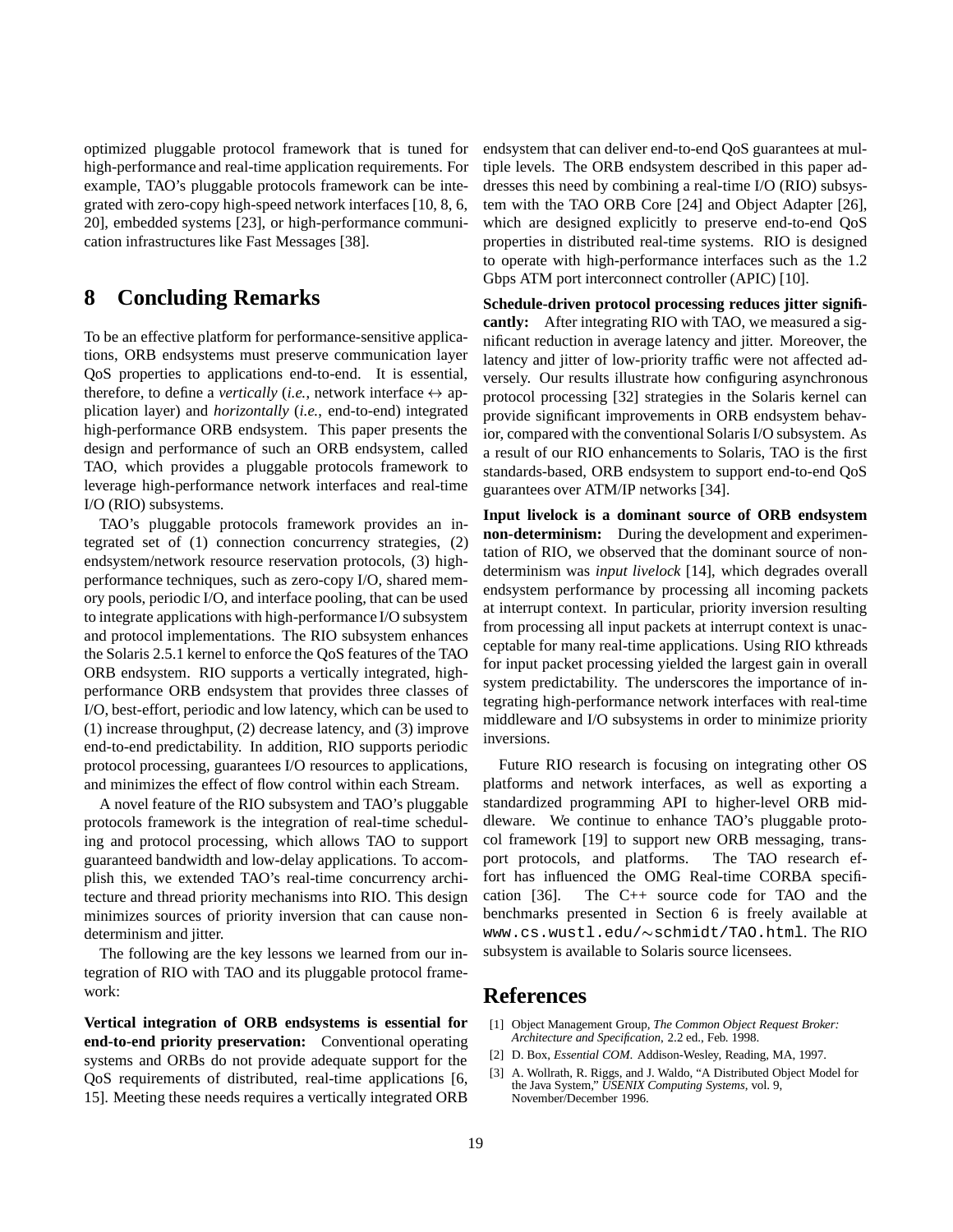optimized pluggable protocol framework that is tuned for high-performance and real-time application requirements. For example, TAO's pluggable protocols framework can be integrated with zero-copy high-speed network interfaces [10, 8, 6, 20], embedded systems [23], or high-performance communication infrastructures like Fast Messages [38].

# 8 Concluding Remarks

To be an effective platform for performance-sensitive applications, ORB endsystems must preserve communication layer QoS properties to applications end-to-end. It is essential, therefore, to define a *vertically* (*i.e.*, network interface $\leftrightarrow$ application layer) and *horizontally* (*i.e.*, end-to-end) integrated high-performance ORB endsystem. This paper presents the design and performance of such an ORB endsystem, called TAO, which provides a pluggable protocols framework to leverage high-performance network interfaces and real-time I/O (RIO) subsystems.

TAO's pluggable protocols framework provides an integrated set of (1) connection concurrency strategies, (2) endsystem/network resource reservation protocols, (3) high-performance techniques, such as zero-copy I/O, shared memory pools, periodic I/O, and interface pooling, that can be used to integrate applications with high-performance I/O subsystem and protocol implementations. The RIO subsystem enhances the Solaris 2.5.1 kernel to enforce the QoS features of the TAO ORB endsystem. RIO supports a vertically integrated, high-performance ORB endsystem that provides three classes of I/O, best-effort, periodic and low latency, which can be used to (1) increase throughput, (2) decrease latency, and (3) improve end-to-end predictability. In addition, RIO supports periodic protocol processing, guarantees I/O resources to applications, and minimizes the effect of flow control within each Stream.

A novel feature of the RIO subsystem and TAO's pluggable protocols framework is the integration of real-time scheduling and protocol processing, which allows TAO to support guaranteed bandwidth and low-delay applications. To accomplish this, we extended TAO's real-time concurrency architecture and thread priority mechanisms into RIO. This design minimizes sources of priority inversion that can cause non-determinism and jitter.

The following are the key lessons we learned from our integration of RIO with TAO and its pluggable protocol framework:

**Vertical integration of ORB endsystems is essential for end-to-end priority preservation:** Conventional operating systems and ORBs do not provide adequate support for the QoS requirements of distributed, real-time applications [6, 15]. Meeting these needs requires a vertically integrated ORB endsystem that can deliver end-to-end QoS guarantees at multiple levels. The ORB endsystem described in this paper addresses this need by combining a real-time I/O (RIO) subsystem with the TAO ORB Core [24] and Object Adapter [26], which are designed explicitly to preserve end-to-end QoS properties in distributed real-time systems. RIO is designed to operate with high-performance interfaces such as the 1.2 Gbps ATM port interconnect controller (APIC) [10].

**Schedule-driven protocol processing reduces jitter significantly:** After integrating RIO with TAO, we measured a significant reduction in average latency and jitter. Moreover, the latency and jitter of low-priority traffic were not affected adversely. Our results illustrate how configuring asynchronous protocol processing [32] strategies in the Solaris kernel can provide significant improvements in ORB endsystem behavior, compared with the conventional Solaris I/O subsystem. As a result of our RIO enhancements to Solaris, TAO is the first standards-based, ORB endsystem to support end-to-end QoS guarantees over ATM/IP networks [34].

**Input livelock is a dominant source of ORB endsystem non-determinism:** During the development and experimentation of RIO, we observed that the dominant source of non-determinism was *input livelock* [14], which degrades overall endsystem performance by processing all incoming packets at interrupt context. In particular, priority inversion resulting from processing all input packets at interrupt context is unacceptable for many real-time applications. Using RIO kthreads for input packet processing yielded the largest gain in overall system predictability. The underscores the importance of integrating high-performance network interfaces with real-time middleware and I/O subsystems in order to minimize priority inversions.

Future RIO research is focusing on integrating other OS platforms and network interfaces, as well as exporting a standardized programming API to higher-level ORB middleware. We continue to enhance TAO's pluggable protocol framework [19] to support new ORB messaging, transport protocols, and platforms. The TAO research effort has influenced the OMG Real-time CORBA specification [36]. The C++ source code for TAO and the benchmarks presented in Section 6 is freely available at `www.cs.wustl.edu/~schmidt/TAO.html`. The RIO subsystem is available to Solaris source licensees.

# References

[1] Object Management Group, *The Common Object Request Broker: Architecture and Specification*, 2.2 ed., Feb. 1998.

[2] D. Box, *Essential COM*. Addison-Wesley, Reading, MA, 1997.

[3] A. Wollrath, R. Riggs, and J. Waldo, "A Distributed Object Model for the Java System," *USENIX Computing Systems*, vol. 9, November/December 1996.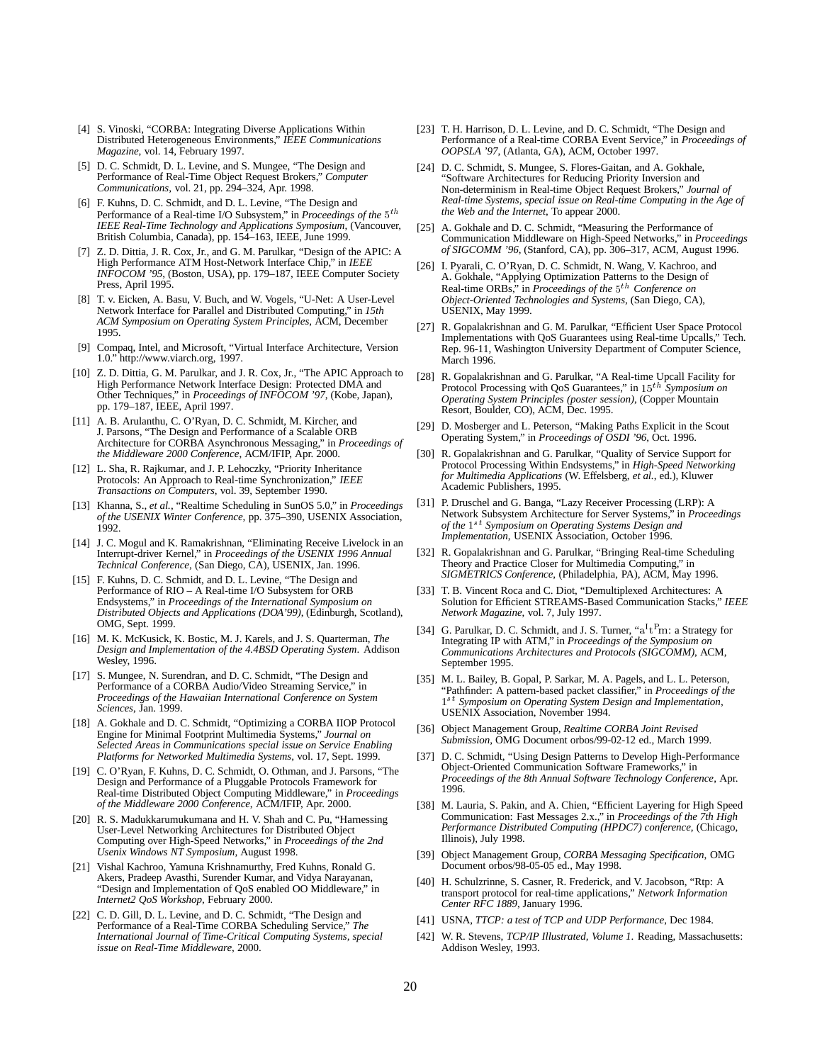[4] S. Vinoski, "CORBA: Integrating Diverse Applications Within Distributed Heterogeneous Environments," *IEEE Communications Magazine*, vol. 14, February 1997.

[5] D. C. Schmidt, D. L. Levine, and S. Mungee, "The Design and Performance of Real-Time Object Request Brokers," *Computer Communications*, vol. 21, pp. 294–324, Apr. 1998.

[6] F. Kuhns, D. C. Schmidt, and D. L. Levine, "The Design and Performance of a Real-time I/O Subsystem," in *Proceedings of the $5^{th}$ IEEE Real-Time Technology and Applications Symposium*, (Vancouver, British Columbia, Canada), pp. 154–163, IEEE, June 1999.

[7] Z. D. Dittia, J. R. Cox, Jr., and G. M. Parulkar, "Design of the APIC: A High Performance ATM Host-Network Interface Chip," in *IEEE INFOCOM '95*, (Boston, USA), pp. 179–187, IEEE Computer Society Press, April 1995.

[8] T. v. Eicken, A. Basu, V. Buch, and W. Vogels, "U-Net: A User-Level Network Interface for Parallel and Distributed Computing," in *15th ACM Symposium on Operating System Principles*, ACM, December 1995.

[9] Compaq, Intel, and Microsoft, "Virtual Interface Architecture, Version 1.0." http://www.viarch.org, 1997.

[10] Z. D. Dittia, G. M. Parulkar, and J. R. Cox, Jr., "The APIC Approach to High Performance Network Interface Design: Protected DMA and Other Techniques," in *Proceedings of INFOCOM '97*, (Kobe, Japan), pp. 179–187, IEEE, April 1997.

[11] A. B. Arulanthu, C. O'Ryan, D. C. Schmidt, M. Kircher, and J. Parsons, "The Design and Performance of a Scalable ORB Architecture for CORBA Asynchronous Messaging," in *Proceedings of the Middleware 2000 Conference*, ACM/IFIP, Apr. 2000.

[12] L. Sha, R. Rajkumar, and J. P. Lehoczky, "Priority Inheritance Protocols: An Approach to Real-time Synchronization," *IEEE Transactions on Computers*, vol. 39, September 1990.

[13] Khanna, S., *et al.*, "Realtime Scheduling in SunOS 5.0," in *Proceedings of the USENIX Winter Conference*, pp. 375–390, USENIX Association, 1992.

[14] J. C. Mogul and K. Ramakrishnan, "Eliminating Receive Livelock in an Interrupt-driver Kernel," in *Proceedings of the USENIX 1996 Annual Technical Conference*, (San Diego, CA), USENIX, Jan. 1996.

[15] F. Kuhns, D. C. Schmidt, and D. L. Levine, "The Design and Performance of RIO – A Real-time I/O Subsystem for ORB Endsystems," in *Proceedings of the International Symposium on Distributed Objects and Applications (DOA'99)*, (Edinburgh, Scotland), OMG, Sept. 1999.

[16] M. K. McKusick, K. Bostic, M. J. Karels, and J. S. Quarterman, *The Design and Implementation of the 4.4BSD Operating System*. Addison Wesley, 1996.

[17] S. Mungee, N. Surendran, and D. C. Schmidt, "The Design and Performance of a CORBA Audio/Video Streaming Service," in *Proceedings of the Hawaiian International Conference on System Sciences*, Jan. 1999.

[18] A. Gokhale and D. C. Schmidt, "Optimizing a CORBA IIOP Protocol Engine for Minimal Footprint Multimedia Systems," *Journal on Selected Areas in Communications special issue on Service Enabling Platforms for Networked Multimedia Systems*, vol. 17, Sept. 1999.

[19] C. O'Ryan, F. Kuhns, D. C. Schmidt, O. Othman, and J. Parsons, "The Design and Performance of a Pluggable Protocols Framework for Real-time Distributed Object Computing Middleware," in *Proceedings of the Middleware 2000 Conference*, ACM/IFIP, Apr. 2000.

[20] R. S. Madukkarumukumana and H. V. Shah and C. Pu, "Harnessing User-Level Networking Architectures for Distributed Object Computing over High-Speed Networks," in *Proceedings of the 2nd Usenix Windows NT Symposium*, August 1998.

[21] Vishal Kachroo, Yamuna Krishnamurthy, Fred Kuhns, Ronald G. Akers, Pradeep Avasthi, Surender Kumar, and Vidya Narayanan, "Design and Implementation of QoS enabled OO Middleware," in *Internet2 QoS Workshop*, February 2000.

[22] C. D. Gill, D. L. Levine, and D. C. Schmidt, "The Design and Performance of a Real-Time CORBA Scheduling Service," *The International Journal of Time-Critical Computing Systems, special issue on Real-Time Middleware*, 2000.

[23] T. H. Harrison, D. L. Levine, and D. C. Schmidt, "The Design and Performance of a Real-time CORBA Event Service," in *Proceedings of OOPSLA '97*, (Atlanta, GA), ACM, October 1997.

[24] D. C. Schmidt, S. Mungee, S. Flores-Gaitan, and A. Gokhale, "Software Architectures for Reducing Priority Inversion and Non-determinism in Real-time Object Request Brokers," *Journal of Real-time Systems, special issue on Real-time Computing in the Age of the Web and the Internet*, To appear 2000.

[25] A. Gokhale and D. C. Schmidt, "Measuring the Performance of Communication Middleware on High-Speed Networks," in *Proceedings of SIGCOMM '96*, (Stanford, CA), pp. 306–317, ACM, August 1996.

[26] I. Pyarali, C. O'Ryan, D. C. Schmidt, N. Wang, V. Kachroo, and A. Gokhale, "Applying Optimization Patterns to the Design of Real-time ORBs," in *Proceedings of the $5^{th}$ Conference on Object-Oriented Technologies and Systems*, (San Diego, CA), USENIX, May 1999.

[27] R. Gopalakrishnan and G. M. Parulkar, "Efficient User Space Protocol Implementations with QoS Guarantees using Real-time Upcalls," Tech. Rep. 96-11, Washington University Department of Computer Science, March 1996.

[28] R. Gopalakrishnan and G. Parulkar, "A Real-time Upcall Facility for Protocol Processing with QoS Guarantees," in $15^{th}$ *Symposium on Operating System Principles (poster session)*, (Copper Mountain Resort, Boulder, CO), ACM, Dec. 1995.

[29] D. Mosberger and L. Peterson, "Making Paths Explicit in the Scout Operating System," in *Proceedings of OSDI '96*, Oct. 1996.

[30] R. Gopalakrishnan and G. Parulkar, "Quality of Service Support for Protocol Processing Within Endsystems," in *High-Speed Networking for Multimedia Applications* (W. Effelsberg, *et al.*, ed.), Kluwer Academic Publishers, 1995.

[31] P. Druschel and G. Banga, "Lazy Receiver Processing (LRP): A Network Subsystem Architecture for Server Systems," in *Proceedings of the $1^{st}$ Symposium on Operating Systems Design and Implementation*, USENIX Association, October 1996.

[32] R. Gopalakrishnan and G. Parulkar, "Bringing Real-time Scheduling Theory and Practice Closer for Multimedia Computing," in *SIGMETRICS Conference*, (Philadelphia, PA), ACM, May 1996.

[33] T. B. Vincent Roca and C. Diot, "Demultiplexed Architectures: A Solution for Efficient STREAMS-Based Communication Stacks," *IEEE Network Magazine*, vol. 7, July 1997.

[34] G. Parulkar, D. C. Schmidt, and J. S. Turner, "$a^I t^P m$: a Strategy for Integrating IP with ATM," in *Proceedings of the Symposium on Communications Architectures and Protocols (SIGCOMM)*, ACM, September 1995.

[35] M. L. Bailey, B. Gopal, P. Sarkar, M. A. Pagels, and L. L. Peterson, "Pathfinder: A pattern-based packet classifier," in *Proceedings of the $1^{st}$ Symposium on Operating System Design and Implementation*, USENIX Association, November 1994.

[36] Object Management Group, *Realtime CORBA Joint Revised Submission*, OMG Document orbos/99-02-12 ed., March 1999.

[37] D. C. Schmidt, "Using Design Patterns to Develop High-Performance Object-Oriented Communication Software Frameworks," in *Proceedings of the 8th Annual Software Technology Conference*, Apr. 1996.

[38] M. Lauria, S. Pakin, and A. Chien, "Efficient Layering for High Speed Communication: Fast Messages 2.x.," in *Proceedings of the 7th High Performance Distributed Computing (HPDC7) conference*, (Chicago, Illinois), July 1998.

[39] Object Management Group, *CORBA Messaging Specification*, OMG Document orbos/98-05-05 ed., May 1998.

[40] H. Schulzrinne, S. Casner, R. Frederick, and V. Jacobson, "Rtp: A transport protocol for real-time applications," *Network Information Center RFC 1889*, January 1996.

[41] USNA, *TTCP: a test of TCP and UDP Performance*, Dec 1984.

[42] W. R. Stevens, *TCP/IP Illustrated, Volume 1*. Reading, Massachusetts: Addison Wesley, 1993.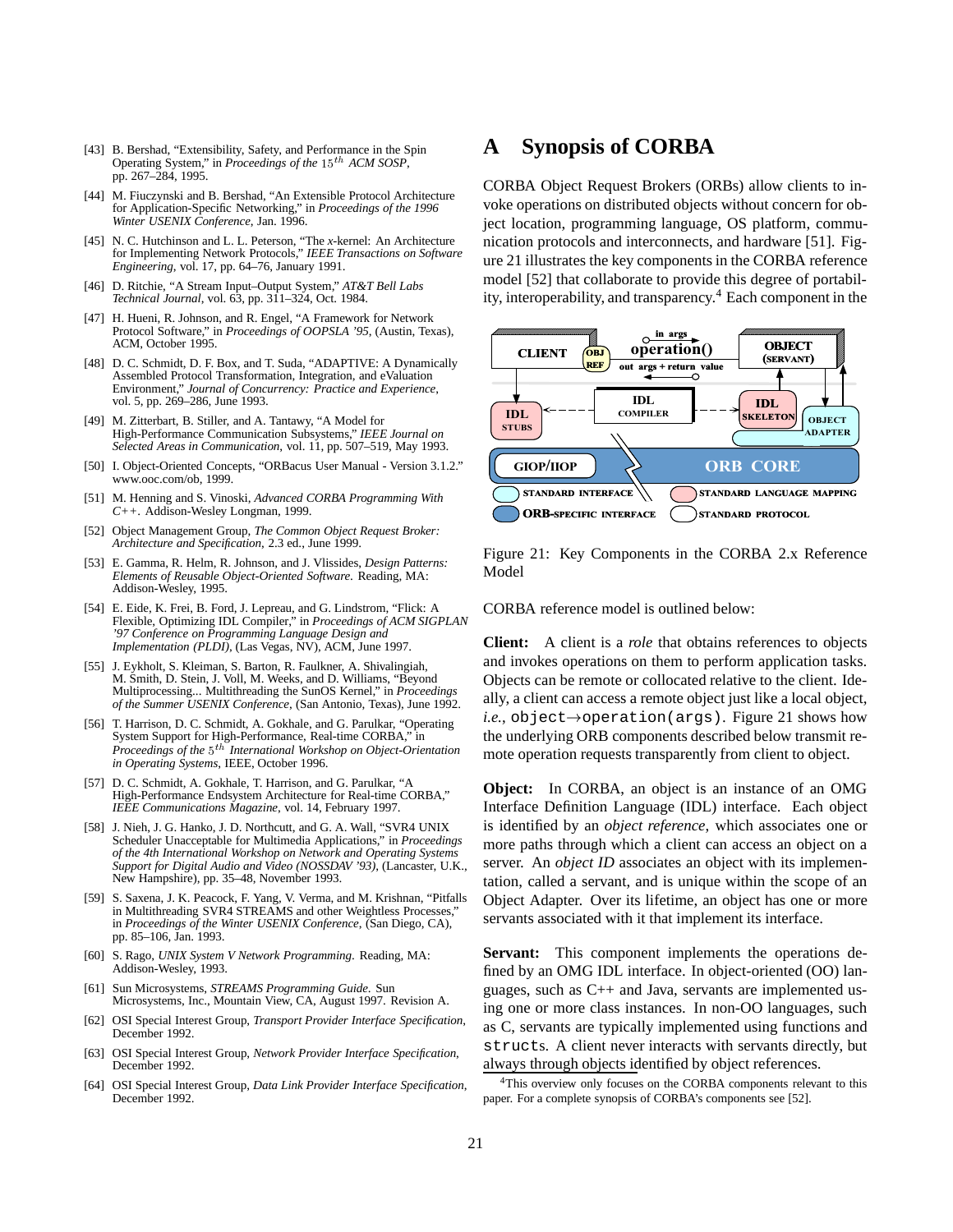[43] B. Bershad, "Extensibility, Safety, and Performance in the Spin Operating System," in *Proceedings of the* $15^{th}$ *ACM SOSP*, pp. 267–284, 1995.

[44] M. Fiuczynski and B. Bershad, "An Extensible Protocol Architecture for Application-Specific Networking," in *Proceedings of the 1996 Winter USENIX Conference*, Jan. 1996.

[45] N. C. Hutchinson and L. L. Peterson, "The *x*-kernel: An Architecture for Implementing Network Protocols," *IEEE Transactions on Software Engineering*, vol. 17, pp. 64–76, January 1991.

[46] D. Ritchie, "A Stream Input–Output System," *AT&T Bell Labs Technical Journal*, vol. 63, pp. 311–324, Oct. 1984.

[47] H. Hueni, R. Johnson, and R. Engel, "A Framework for Network Protocol Software," in *Proceedings of OOPSLA '95*, (Austin, Texas), ACM, October 1995.

[48] D. C. Schmidt, D. F. Box, and T. Suda, "ADAPTIVE: A Dynamically Assembled Protocol Transformation, Integration, and eValuation Environment," *Journal of Concurrency: Practice and Experience*, vol. 5, pp. 269–286, June 1993.

[49] M. Zitterbart, B. Stiller, and A. Tantawy, "A Model for High-Performance Communication Subsystems," *IEEE Journal on Selected Areas in Communication*, vol. 11, pp. 507–519, May 1993.

[50] I. Object-Oriented Concepts, "ORBacus User Manual - Version 3.1.2." www.ooc.com/ob, 1999.

[51] M. Henning and S. Vinoski, *Advanced CORBA Programming With C++*. Addison-Wesley Longman, 1999.

[52] Object Management Group, *The Common Object Request Broker: Architecture and Specification*, 2.3 ed., June 1999.

[53] E. Gamma, R. Helm, R. Johnson, and J. Vlissides, *Design Patterns: Elements of Reusable Object-Oriented Software*. Reading, MA: Addison-Wesley, 1995.

[54] E. Eide, K. Frei, B. Ford, J. Lepreau, and G. Lindstrom, "Flick: A Flexible, Optimizing IDL Compiler," in *Proceedings of ACM SIGPLAN '97 Conference on Programming Language Design and Implementation (PLDI)*, (Las Vegas, NV), ACM, June 1997.

[55] J. Eykholt, S. Kleiman, S. Barton, R. Faulkner, A. Shivalingiah, M. Smith, D. Stein, J. Voll, M. Weeks, and D. Williams, "Beyond Multiprocessing... Multithreading the SunOS Kernel," in *Proceedings of the Summer USENIX Conference*, (San Antonio, Texas), June 1992.

[56] T. Harrison, D. C. Schmidt, A. Gokhale, and G. Parulkar, "Operating System Support for High-Performance, Real-time CORBA," in *Proceedings of the* $5^{th}$ *International Workshop on Object-Orientation in Operating Systems*, IEEE, October 1996.

[57] D. C. Schmidt, A. Gokhale, T. Harrison, and G. Parulkar, "A High-Performance Endsystem Architecture for Real-time CORBA," *IEEE Communications Magazine*, vol. 14, February 1997.

[58] J. Nieh, J. G. Hanko, J. D. Northcutt, and G. A. Wall, "SVR4 UNIX Scheduler Unacceptable for Multimedia Applications," in *Proceedings of the 4th International Workshop on Network and Operating Systems Support for Digital Audio and Video (NOSSDAV '93)*, (Lancaster, U.K., New Hampshire), pp. 35–48, November 1993.

[59] S. Saxena, J. K. Peacock, F. Yang, V. Verma, and M. Krishnan, "Pitfalls in Multithreading SVR4 STREAMS and other Weightless Processes," in *Proceedings of the Winter USENIX Conference*, (San Diego, CA), pp. 85–106, Jan. 1993.

[60] S. Rago, *UNIX System V Network Programming*. Reading, MA: Addison-Wesley, 1993.

[61] Sun Microsystems, *STREAMS Programming Guide*. Sun Microsystems, Inc., Mountain View, CA, August 1997. Revision A.

[62] OSI Special Interest Group, *Transport Provider Interface Specification*, December 1992.

[63] OSI Special Interest Group, *Network Provider Interface Specification*, December 1992.

[64] OSI Special Interest Group, *Data Link Provider Interface Specification*, December 1992.

# A Synopsis of CORBA

CORBA Object Request Brokers (ORBs) allow clients to invoke operations on distributed objects without concern for object location, programming language, OS platform, communication protocols and interconnects, and hardware [51]. Figure 21 illustrates the key components in the CORBA reference model [52] that collaborate to provide this degree of portability, interoperability, and transparency.[4] Each component in the CORBA reference model is outlined below:

Figure 21: Key Components in the CORBA 2.x Reference Model

**Client:** A client is a *role* that obtains references to objects and invokes operations on them to perform application tasks. Objects can be remote or collocated relative to the client. Ideally, a client can access a remote object just like a local object, *i.e.*, `object`→`operation(args)`. Figure 21 shows how the underlying ORB components described below transmit remote operation requests transparently from client to object.

**Object:** In CORBA, an object is an instance of an OMG Interface Definition Language (IDL) interface. Each object is identified by an *object reference*, which associates one or more paths through which a client can access an object on a server. An *object ID* associates an object with its implementation, called a servant, and is unique within the scope of an Object Adapter. Over its lifetime, an object has one or more servants associated with it that implement its interface.

**Servant:** This component implements the operations defined by an OMG IDL interface. In object-oriented (OO) languages, such as C++ and Java, servants are implemented using one or more class instances. In non-OO languages, such as C, servants are typically implemented using functions and `struct`s. A client never interacts with servants directly, but always through objects identified by object references.

[4] This overview only focuses on the CORBA components relevant to this paper. For a complete synopsis of CORBA's components see [52].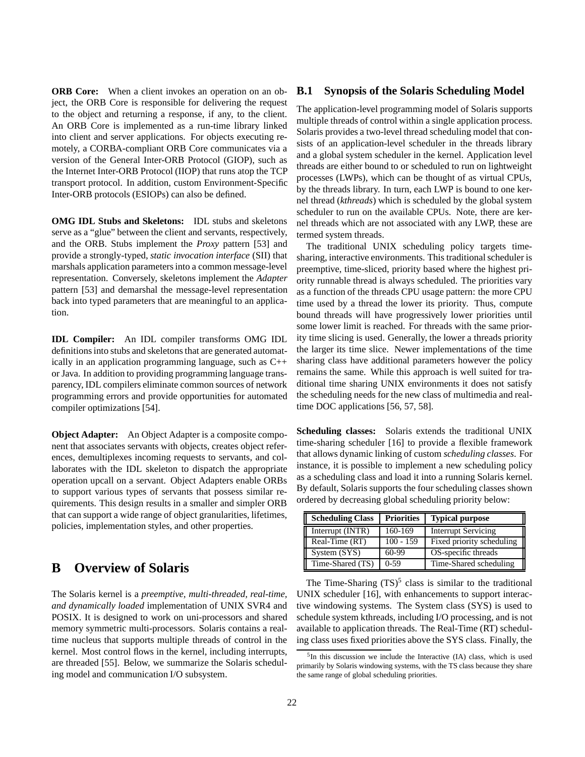**ORB Core:** When a client invokes an operation on an object, the ORB Core is responsible for delivering the request to the object and returning a response, if any, to the client. An ORB Core is implemented as a run-time library linked into client and server applications. For objects executing remotely, a CORBA-compliant ORB Core communicates via a version of the General Inter-ORB Protocol (GIOP), such as the Internet Inter-ORB Protocol (IIOP) that runs atop the TCP transport protocol. In addition, custom Environment-Specific Inter-ORB protocols (ESIOPs) can also be defined.

**OMG IDL Stubs and Skeletons:** IDL stubs and skeletons serve as a "glue" between the client and servants, respectively, and the ORB. Stubs implement the *Proxy* pattern [53] and provide a strongly-typed, *static invocation interface* (SII) that marshals application parameters into a common message-level representation. Conversely, skeletons implement the *Adapter* pattern [53] and demarshal the message-level representation back into typed parameters that are meaningful to an application.

**IDL Compiler:** An IDL compiler transforms OMG IDL definitions into stubs and skeletons that are generated automatically in an application programming language, such as C++ or Java. In addition to providing programming language transparency, IDL compilers eliminate common sources of network programming errors and provide opportunities for automated compiler optimizations [54].

**Object Adapter:** An Object Adapter is a composite component that associates servants with objects, creates object references, demultiplexes incoming requests to servants, and collaborates with the IDL skeleton to dispatch the appropriate operation upcall on a servant. Object Adapters enable ORBs to support various types of servants that possess similar requirements. This design results in a smaller and simpler ORB that can support a wide range of object granularities, lifetimes, policies, implementation styles, and other properties.

# B Overview of Solaris

The Solaris kernel is a *preemptive, multi-threaded, real-time, and dynamically loaded* implementation of UNIX SVR4 and POSIX. It is designed to work on uni-processors and shared memory symmetric multi-processors. Solaris contains a real-time nucleus that supports multiple threads of control in the kernel. Most control flows in the kernel, including interrupts, are threaded [55]. Below, we summarize the Solaris scheduling model and communication I/O subsystem.

## B.1 Synopsis of the Solaris Scheduling Model

The application-level programming model of Solaris supports multiple threads of control within a single application process. Solaris provides a two-level thread scheduling model that consists of an application-level scheduler in the threads library and a global system scheduler in the kernel. Application level threads are either bound to or scheduled to run on lightweight processes (LWPs), which can be thought of as virtual CPUs, by the threads library. In turn, each LWP is bound to one kernel thread (*kthreads*) which is scheduled by the global system scheduler to run on the available CPUs. Note, there are kernel threads which are not associated with any LWP, these are termed system threads.

The traditional UNIX scheduling policy targets time-sharing, interactive environments. This traditional scheduler is preemptive, time-sliced, priority based where the highest priority runnable thread is always scheduled. The priorities vary as a function of the threads CPU usage pattern: the more CPU time used by a thread the lower its priority. Thus, compute bound threads will have progressively lower priorities until some lower limit is reached. For threads with the same priority time slicing is used. Generally, the lower a threads priority the larger its time slice. Newer implementations of the time sharing class have additional parameters however the policy remains the same. While this approach is well suited for traditional time sharing UNIX environments it does not satisfy the scheduling needs for the new class of multimedia and real-time DOC applications [56, 57, 58].

**Scheduling classes:** Solaris extends the traditional UNIX time-sharing scheduler [16] to provide a flexible framework that allows dynamic linking of custom *scheduling classes*. For instance, it is possible to implement a new scheduling policy as a scheduling class and load it into a running Solaris kernel. By default, Solaris supports the four scheduling classes shown ordered by decreasing global scheduling priority below:

| Scheduling Class | Priorities | Typical purpose |
|---|---|---|
| Interrupt (INTR) | 160-169 | Interrupt Servicing |
| Real-Time (RT) | 100 - 159 | Fixed priority scheduling |
| System (SYS) | 60-99 | OS-specific threads |
| Time-Shared (TS) | 0-59 | Time-Shared scheduling |

The Time-Sharing (TS)[5] class is similar to the traditional UNIX scheduler [16], with enhancements to support interactive windowing systems. The System class (SYS) is used to schedule system kthreads, including I/O processing, and is not available to application threads. The Real-Time (RT) scheduling class uses fixed priorities above the SYS class. Finally, the

[5] In this discussion we include the Interactive (IA) class, which is used primarily by Solaris windowing systems, with the TS class because they share the same range of global scheduling priorities.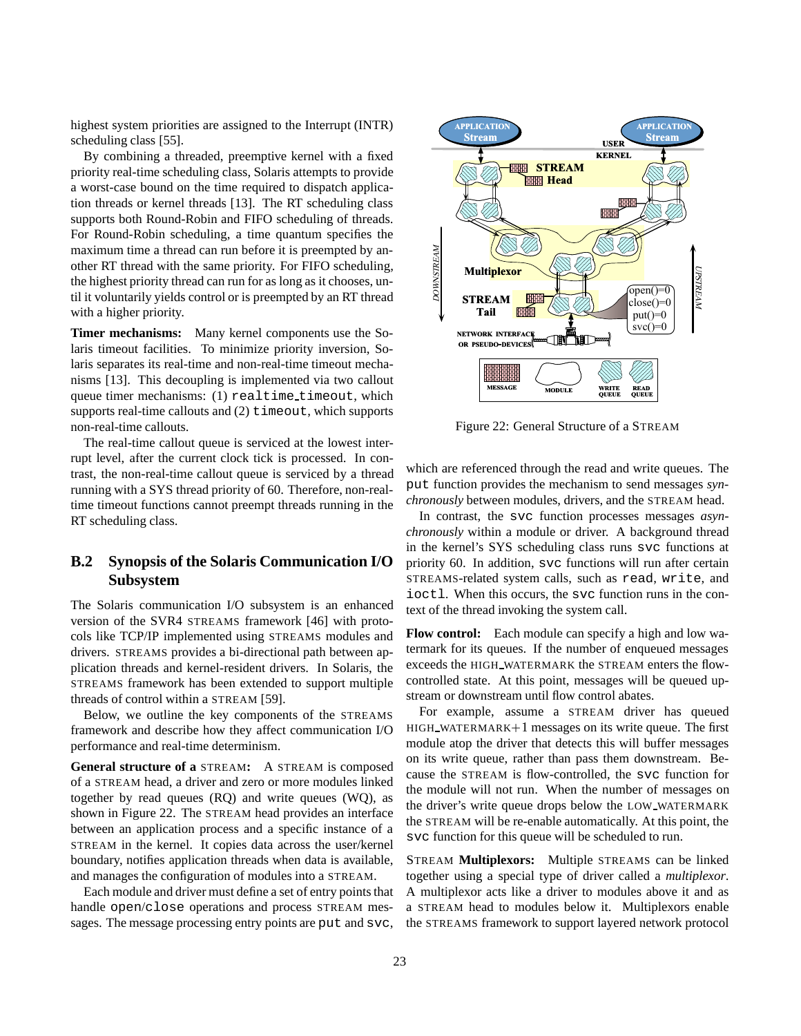highest system priorities are assigned to the Interrupt (INTR) scheduling class [55].

By combining a threaded, preemptive kernel with a fixed priority real-time scheduling class, Solaris attempts to provide a worst-case bound on the time required to dispatch application threads or kernel threads [13]. The RT scheduling class supports both Round-Robin and FIFO scheduling of threads. For Round-Robin scheduling, a time quantum specifies the maximum time a thread can run before it is preempted by another RT thread with the same priority. For FIFO scheduling, the highest priority thread can run for as long as it chooses, until it voluntarily yields control or is preempted by an RT thread with a higher priority.

**Timer mechanisms:** Many kernel components use the Solaris timeout facilities. To minimize priority inversion, Solaris separates its real-time and non-real-time timeout mechanisms [13]. This decoupling is implemented via two callout queue timer mechanisms: (1) `realtime_timeout`, which supports real-time callouts and (2) `timeout`, which supports non-real-time callouts.

The real-time callout queue is serviced at the lowest interrupt level, after the current clock tick is processed. In contrast, the non-real-time callout queue is serviced by a thread running with a SYS thread priority of 60. Therefore, non-real-time timeout functions cannot preempt threads running in the RT scheduling class.

## B.2 Synopsis of the Solaris Communication I/O Subsystem

The Solaris communication I/O subsystem is an enhanced version of the SVR4 STREAMS framework [46] with protocols like TCP/IP implemented using STREAMS modules and drivers. STREAMS provides a bi-directional path between application threads and kernel-resident drivers. In Solaris, the STREAMS framework has been extended to support multiple threads of control within a STREAM [59].

Below, we outline the key components of the STREAMS framework and describe how they affect communication I/O performance and real-time determinism.

**General structure of a STREAM:** A STREAM is composed of a STREAM head, a driver and zero or more modules linked together by read queues (RQ) and write queues (WQ), as shown in Figure 22. The STREAM head provides an interface between an application process and a specific instance of a STREAM in the kernel. It copies data across the user/kernel boundary, notifies application threads when data is available, and manages the configuration of modules into a STREAM.

Each module and driver must define a set of entry points that handle `open`/`close` operations and process STREAM messages. The message processing entry points are `put` and `svc`, which are referenced through the read and write queues. The `put` function provides the mechanism to send messages *synchronously* between modules, drivers, and the STREAM head.

Figure 22: General Structure of a STREAM

In contrast, the `svc` function processes messages *asynchronously* within a module or driver. A background thread in the kernel's SYS scheduling class runs `svc` functions at priority 60. In addition, `svc` functions will run after certain STREAMS-related system calls, such as `read`, `write`, and `ioctl`. When this occurs, the `svc` function runs in the context of the thread invoking the system call.

**Flow control:** Each module can specify a high and low watermark for its queues. If the number of enqueued messages exceeds the HIGH_WATERMARK the STREAM enters the flow-controlled state. At this point, messages will be queued upstream or downstream until flow control abates.

For example, assume a STREAM driver has queued HIGH_WATERMARK+1 messages on its write queue. The first module atop the driver that detects this will buffer messages on its write queue, rather than pass them downstream. Because the STREAM is flow-controlled, the `svc` function for the module will not run. When the number of messages on the driver's write queue drops below the LOW_WATERMARK the STREAM will be re-enable automatically. At this point, the `svc` function for this queue will be scheduled to run.

**STREAM Multiplexors:** Multiple STREAMS can be linked together using a special type of driver called a *multiplexor*. A multiplexor acts like a driver to modules above it and as a STREAM head to modules below it. Multiplexors enable the STREAMS framework to support layered network protocol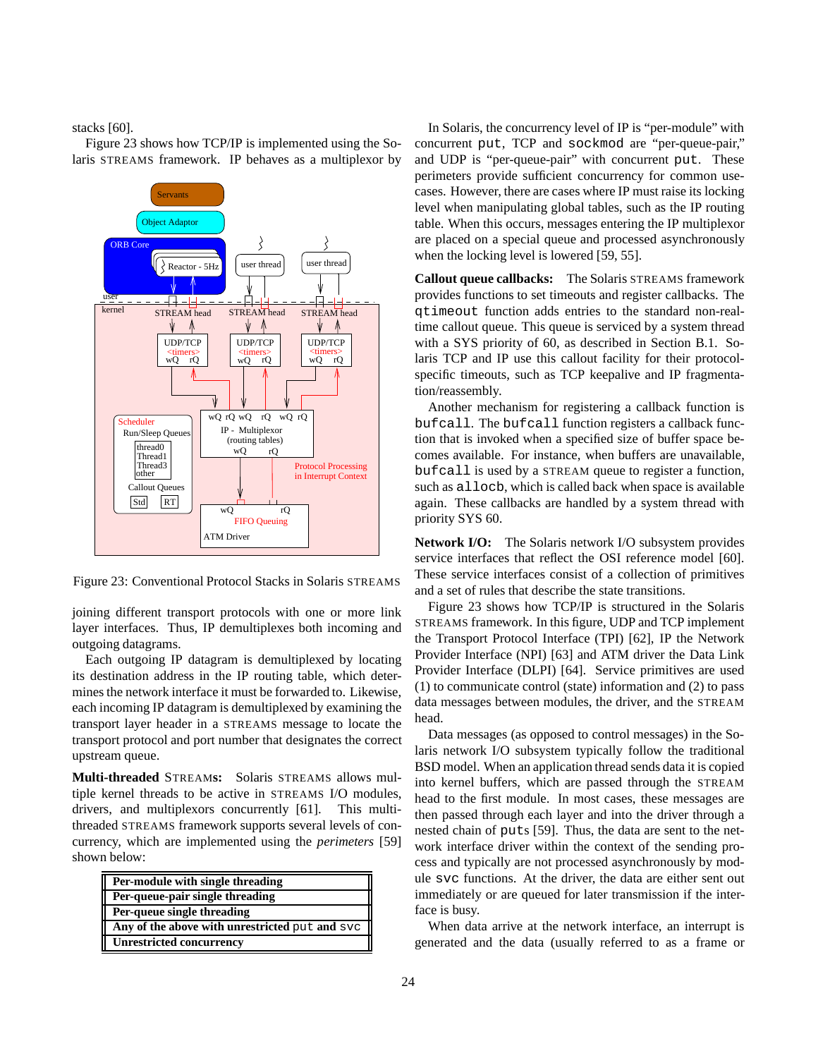stacks [60].

Figure 23 shows how TCP/IP is implemented using the Solaris STREAMS framework. IP behaves as a multiplexor by joining different transport protocols with one or more link layer interfaces. Thus, IP demultiplexes both incoming and outgoing datagrams.

Figure 23: Conventional Protocol Stacks in Solaris STREAMS

Each outgoing IP datagram is demultiplexed by locating its destination address in the IP routing table, which determines the network interface it must be forwarded to. Likewise, each incoming IP datagram is demultiplexed by examining the transport layer header in a STREAMS message to locate the transport protocol and port number that designates the correct upstream queue.

**Multi-threaded STREAMS:** Solaris STREAMS allows multiple kernel threads to be active in STREAMS I/O modules, drivers, and multiplexors concurrently [61]. This multi-threaded STREAMS framework supports several levels of concurrency, which are implemented using the *perimeters* [59] shown below:

| **Per-module with single threading** |
|---|
| **Per-queue-pair single threading** |
| **Per-queue single threading** |
| **Any of the above with unrestricted `put` and `svc`** |
| **Unrestricted concurrency** |

In Solaris, the concurrency level of IP is "per-module" with concurrent `put`, TCP and `sockmod` are "per-queue-pair," and UDP is "per-queue-pair" with concurrent `put`. These perimeters provide sufficient concurrency for common use-cases. However, there are cases where IP must raise its locking level when manipulating global tables, such as the IP routing table. When this occurs, messages entering the IP multiplexor are placed on a special queue and processed asynchronously when the locking level is lowered [59, 55].

**Callout queue callbacks:** The Solaris STREAMS framework provides functions to set timeouts and register callbacks. The `qtimeout` function adds entries to the standard non-real-time callout queue. This queue is serviced by a system thread with a SYS priority of 60, as described in Section B.1. Solaris TCP and IP use this callout facility for their protocol-specific timeouts, such as TCP keepalive and IP fragmentation/reassembly.

Another mechanism for registering a callback function is `bufcall`. The `bufcall` function registers a callback function that is invoked when a specified size of buffer space becomes available. For instance, when buffers are unavailable, `bufcall` is used by a STREAM queue to register a function, such as `allocb`, which is called back when space is available again. These callbacks are handled by a system thread with priority SYS 60.

**Network I/O:** The Solaris network I/O subsystem provides service interfaces that reflect the OSI reference model [60]. These service interfaces consist of a collection of primitives and a set of rules that describe the state transitions.

Figure 23 shows how TCP/IP is structured in the Solaris STREAMS framework. In this figure, UDP and TCP implement the Transport Protocol Interface (TPI) [62], IP the Network Provider Interface (NPI) [63] and ATM driver the Data Link Provider Interface (DLPI) [64]. Service primitives are used (1) to communicate control (state) information and (2) to pass data messages between modules, the driver, and the STREAM head.

Data messages (as opposed to control messages) in the Solaris network I/O subsystem typically follow the traditional BSD model. When an application thread sends data it is copied into kernel buffers, which are passed through the STREAM head to the first module. In most cases, these messages are then passed through each layer and into the driver through a nested chain of `puts` [59]. Thus, the data are sent to the network interface driver within the context of the sending process and typically are not processed asynchronously by module `svc` functions. At the driver, the data are either sent out immediately or are queued for later transmission if the interface is busy.

When data arrive at the network interface, an interrupt is generated and the data (usually referred to as a frame or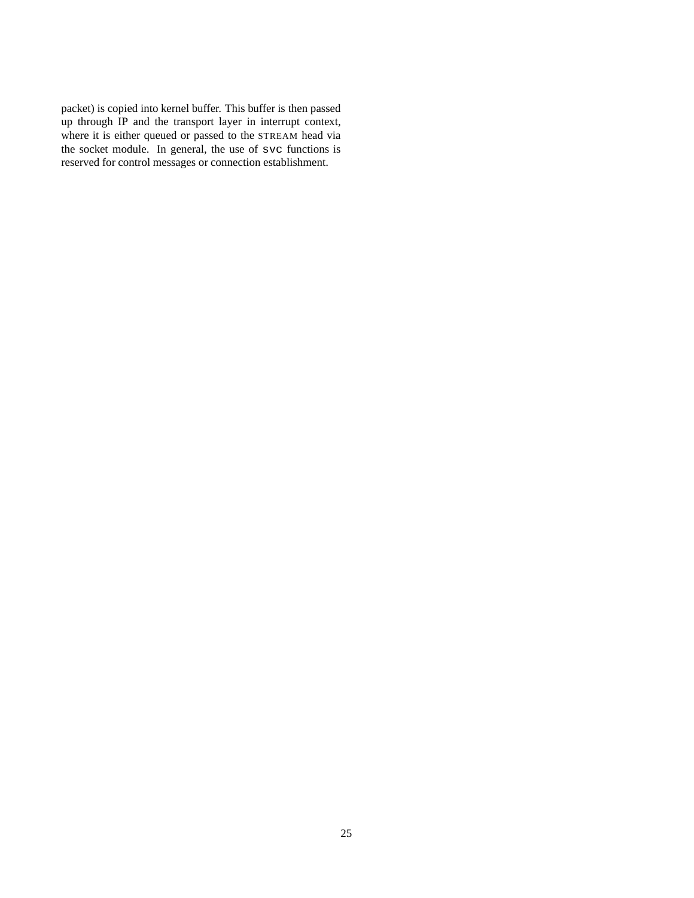packet) is copied into kernel buffer. This buffer is then passed up through IP and the transport layer in interrupt context, where it is either queued or passed to the STREAM head via the socket module. In general, the use of `svc` functions is reserved for control messages or connection establishment.